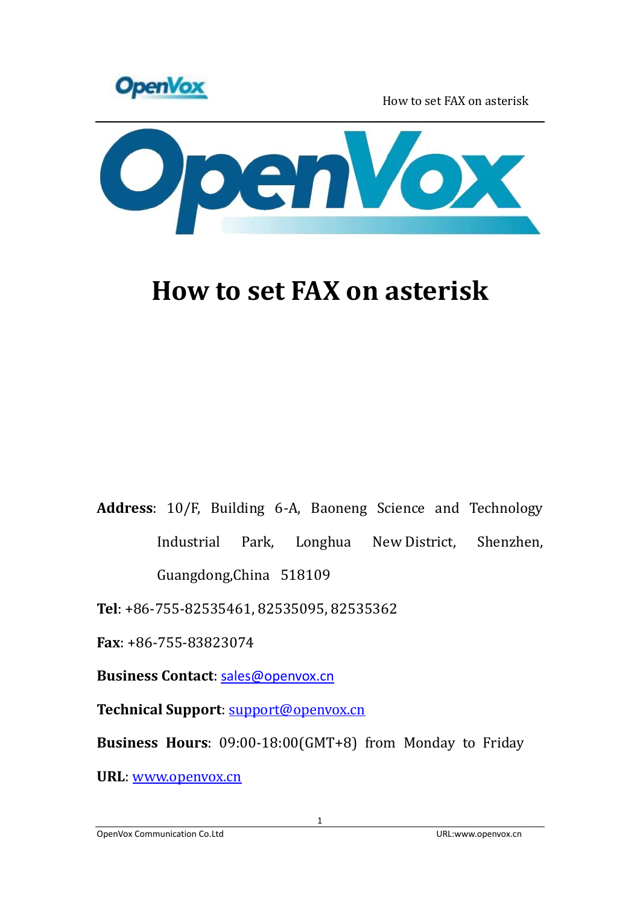# How to set FAX on asterisk

**Address**: 10/F, Building 6-A, Baoneng Science and Technology Industrial Park, Longhua New District, Shenzhen, Guangdong,China 518109

**Tel**: +86-755-82535461, 82535095, 82535362

**Fax**: +86-755-83823074

**Business Contact**: sales@openvox.cn

**Technical Support**: support@openvox.cn

**Business Hours**: 09:00-18:00(GMT+8) from Monday to Friday

**URL**: www.openvox.cn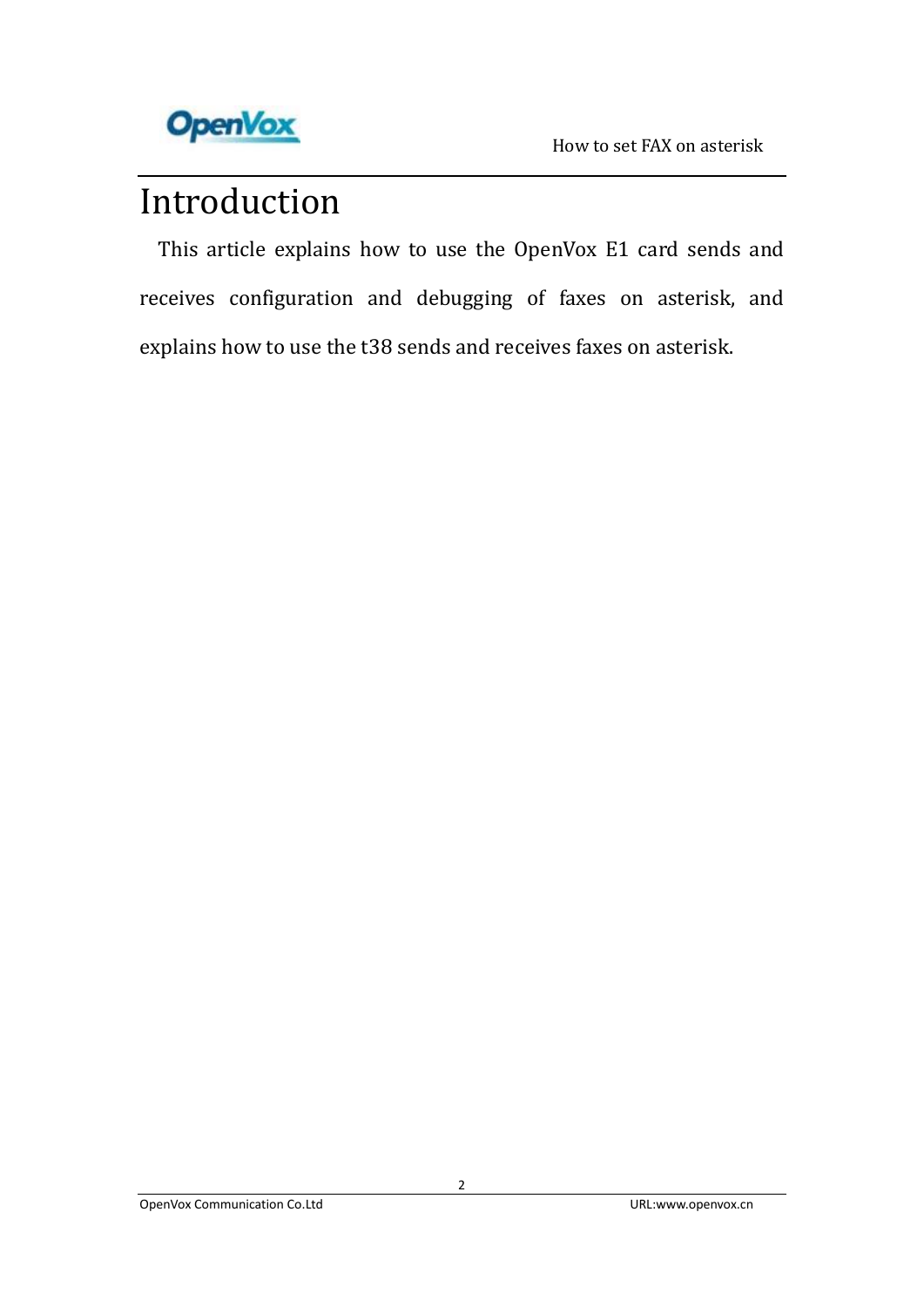# Introduction

This article explains how to use the OpenVox E1 card sends and receives configuration and debugging of faxes on asterisk, and explains how to use the t38 sends and receives faxes on asterisk.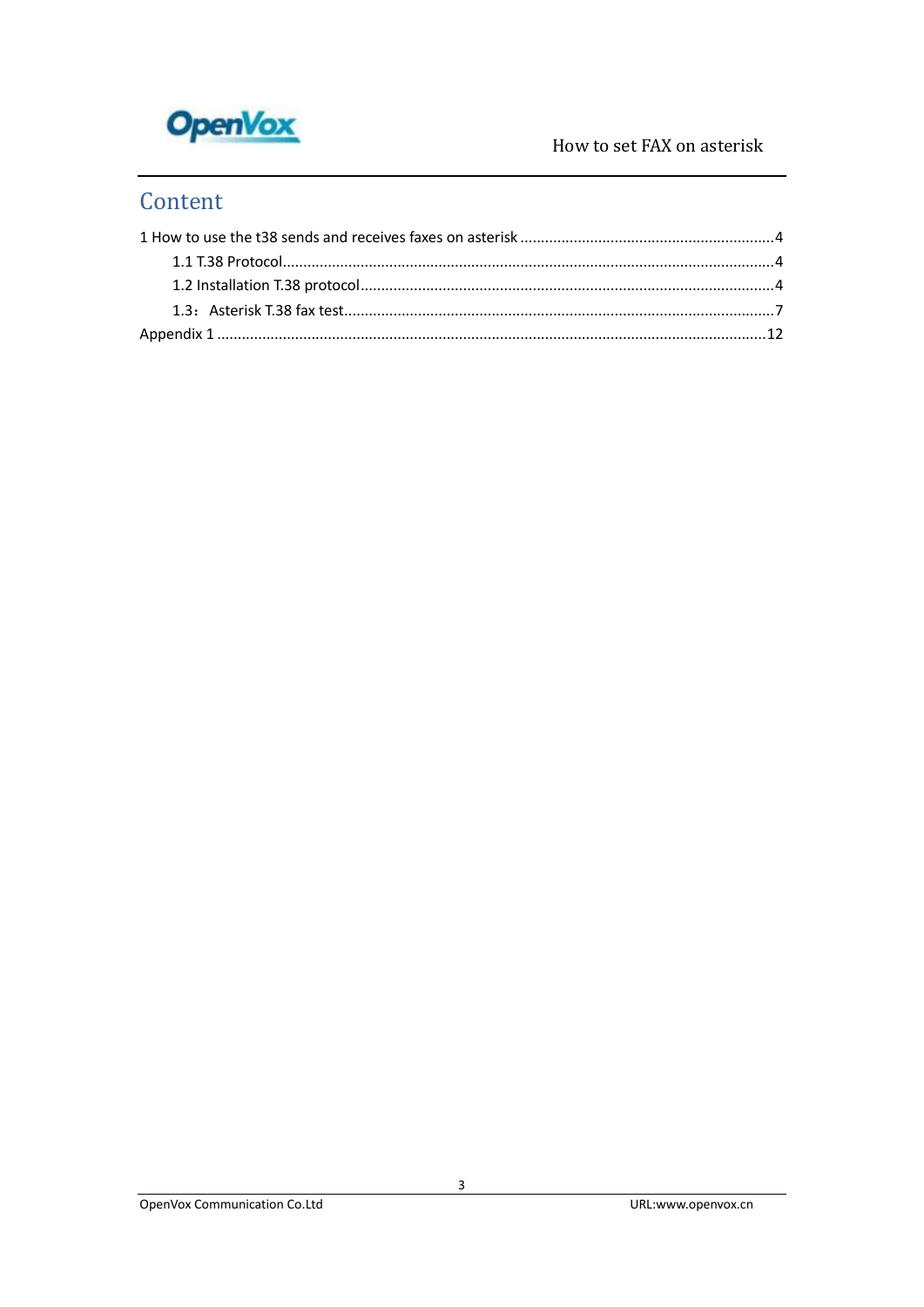# Content

1 How to use the t38 sends and receives faxes on asterisk ....................................................................4

1.1 T.38 Protocol......................................................................................................................4

1.2 Installation T.38 protocol....................................................................................................4

1.3：Asterisk T.38 fax test........................................................................................................7

Appendix 1 ....................................................................................................................................12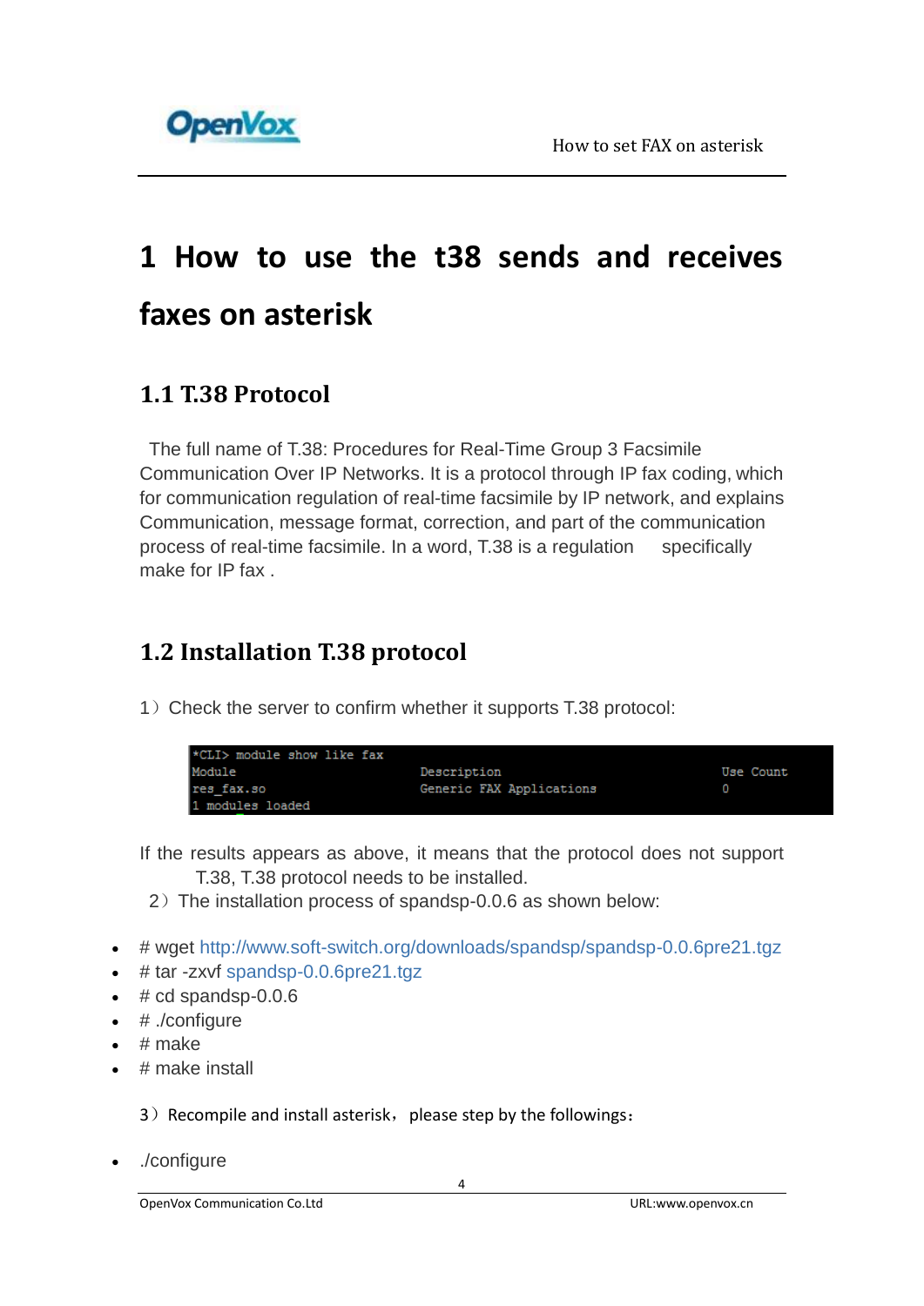# 1 How to use the t38 sends and receives faxes on asterisk

## 1.1 T.38 Protocol

The full name of T.38: Procedures for Real-Time Group 3 Facsimile Communication Over IP Networks. It is a protocol through IP fax coding, which for communication regulation of real-time facsimile by IP network, and explains Communication, message format, correction, and part of the communication process of real-time facsimile. In a word, T.38 is a regulation specifically make for IP fax .

## 1.2 Installation T.38 protocol

1）Check the server to confirm whether it supports T.38 protocol:

```
*CLI> module show like fax
Module                          Description                          Use Count
res_fax.so                      Generic FAX Applications             0
1 modules loaded
```

If the results appears as above, it means that the protocol does not support T.38, T.38 protocol needs to be installed.

2）The installation process of spandsp-0.0.6 as shown below:

- # wget http://www.soft-switch.org/downloads/spandsp/spandsp-0.0.6pre21.tgz
- # tar -zxvf spandsp-0.0.6pre21.tgz
- # cd spandsp-0.0.6
- # ./configure
- # make
- # make install

3）Recompile and install asterisk，please step by the followings：

- ./configure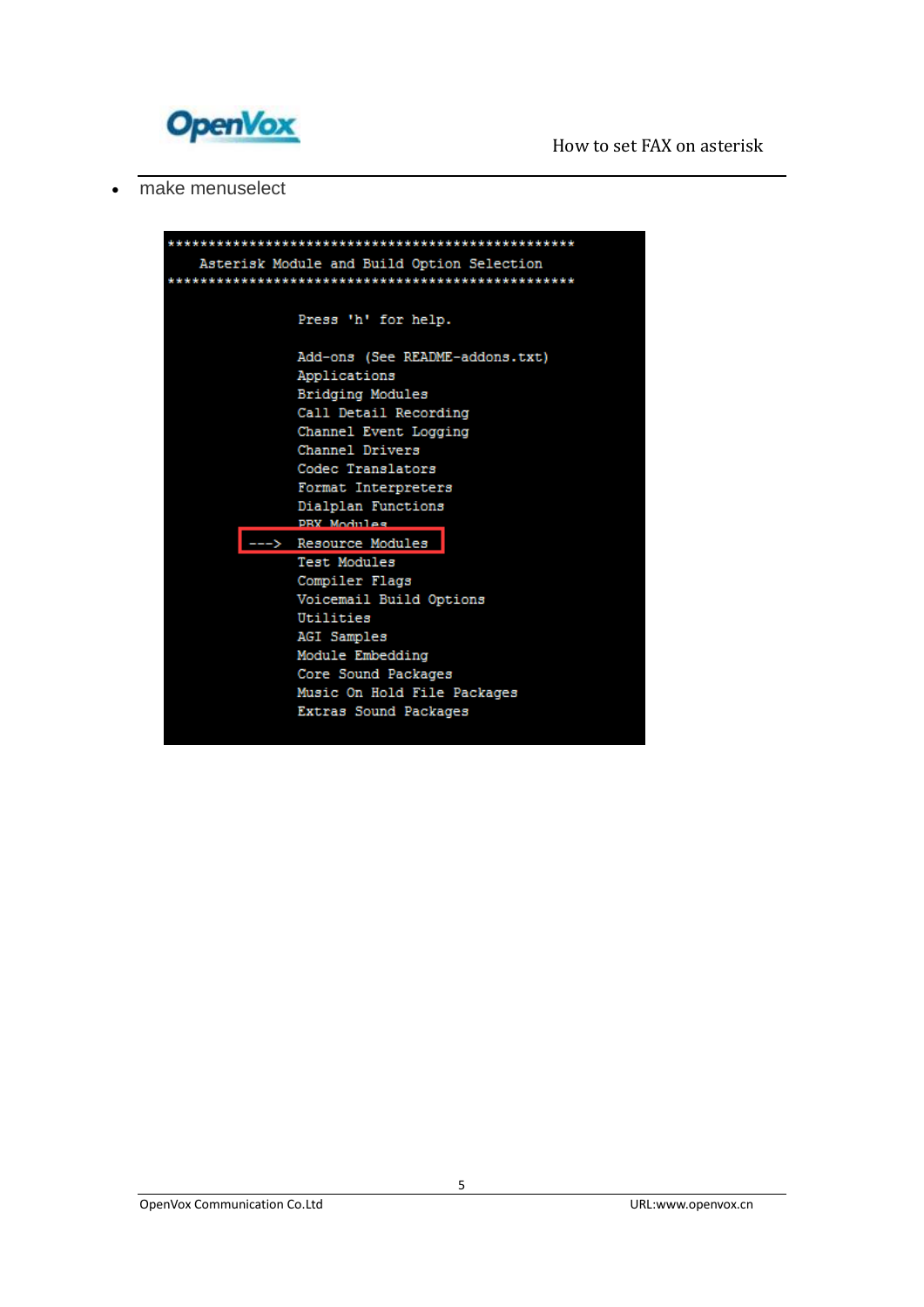- make menuselect

```
**************************************************
    Asterisk Module and Build Option Selection
**************************************************

                Press 'h' for help.

                Add-ons (See README-addons.txt)
                Applications
                Bridging Modules
                Call Detail Recording
                Channel Event Logging
                Channel Drivers
                Codec Translators
                Format Interpreters
                Dialplan Functions
                PBX Modules
           ---> Resource Modules
                Test Modules
                Compiler Flags
                Voicemail Build Options
                Utilities
                AGI Samples
                Module Embedding
                Core Sound Packages
                Music On Hold File Packages
                Extras Sound Packages
```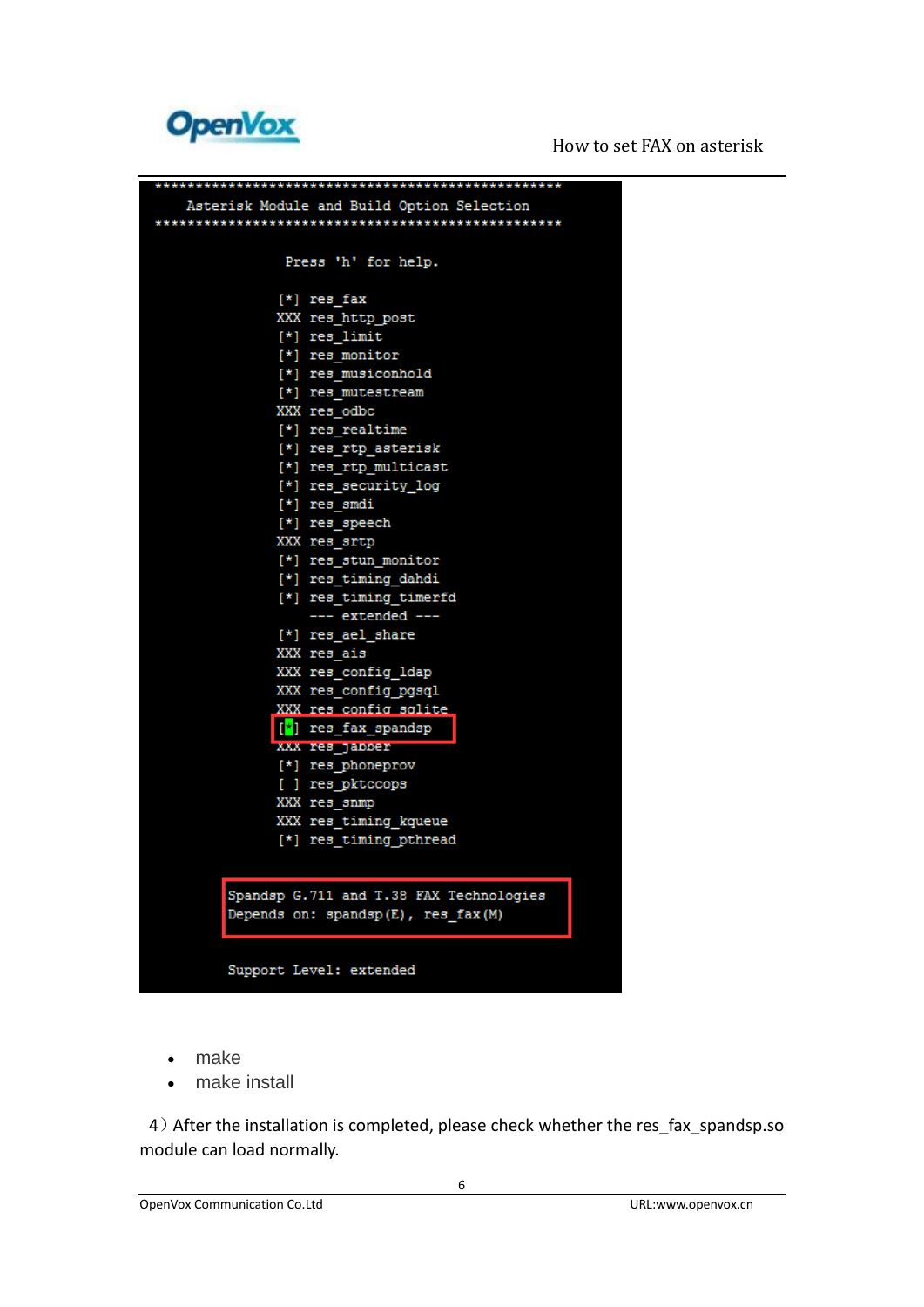```
****************************************************
    Asterisk Module and Build Option Selection
****************************************************

              Press 'h' for help.

            [*] res_fax
            XXX res_http_post
            [*] res_limit
            [*] res_monitor
            [*] res_musiconhold
            [*] res_mutestream
            XXX res_odbc
            [*] res_realtime
            [*] res_rtp_asterisk
            [*] res_rtp_multicast
            [*] res_security_log
            [*] res_smdi
            [*] res_speech
            XXX res_srtp
            [*] res_stun_monitor
            [*] res_timing_dahdi
            [*] res_timing_timerfd
                --- extended ---
            [*] res_ael_share
            XXX res_ais
            XXX res_config_ldap
            XXX res_config_pgsql
            XXX res_config_sqlite
            [*] res_fax_spandsp
            XXX res_jabber
            [*] res_phoneprov
            [ ] res_pktccops
            XXX res_snmp
            XXX res_timing_kqueue
            [*] res_timing_pthread


     Spandsp G.711 and T.38 FAX Technologies
     Depends on: spandsp(E), res_fax(M)


     Support Level: extended
```

- make
- make install

4) After the installation is completed, please check whether the res_fax_spandsp.so module can load normally.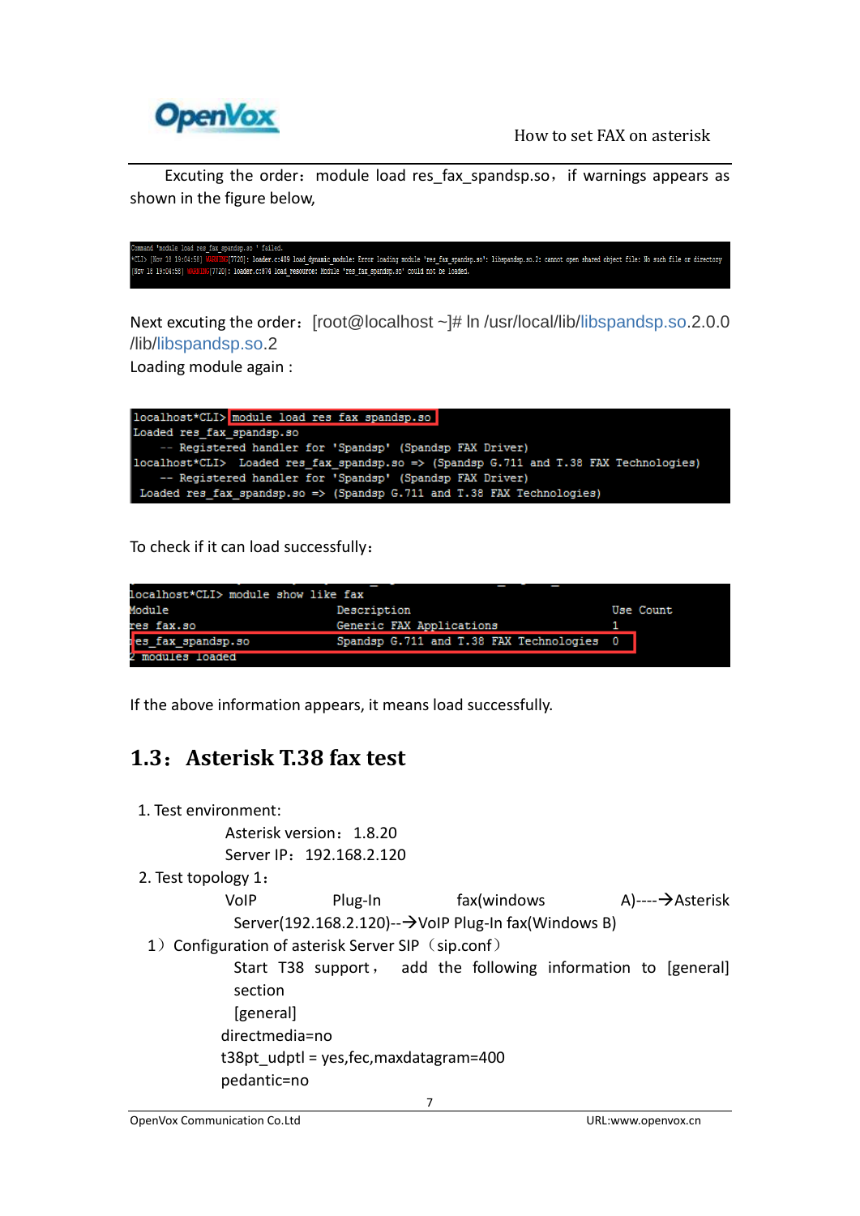Excuting the order： module load res_fax_spandsp.so， if warnings appears as shown in the figure below,

```
Command 'module load res_fax_spandsp.so ' failed.
*CLI> [Nov 18 19:04:58] WARNING[7720]: loader.c:409 load_dynamic_module: Error loading module 'res_fax_spandsp.so': libspandsp.so.2: cannot open shared object file: No such file or directory
[Nov 18 19:04:58] WARNING[7720]: loader.c:874 load_resource: Module 'res_fax_spandsp.so' could not be loaded.
```

Next excuting the order：[root@localhost ~]# ln /usr/local/lib/libspandsp.so.2.0.0 /lib/libspandsp.so.2

Loading module again :

```
localhost*CLI> module load res fax spandsp.so
Loaded res_fax_spandsp.so
    -- Registered handler for 'Spandsp' (Spandsp FAX Driver)
localhost*CLI>  Loaded res_fax_spandsp.so => (Spandsp G.711 and T.38 FAX Technologies)
    -- Registered handler for 'Spandsp' (Spandsp FAX Driver)
 Loaded res_fax_spandsp.so => (Spandsp G.711 and T.38 FAX Technologies)
```

To check if it can load successfully：

```
localhost*CLI> module show like fax
Module                         Description                              Use Count
res_fax.so                     Generic FAX Applications                 1
res_fax_spandsp.so             Spandsp G.711 and T.38 FAX Technologies  0
2 modules loaded
```

If the above information appears, it means load successfully.

## 1.3：Asterisk T.38 fax test

1. Test environment:

   Asterisk version：1.8.20

   Server IP：192.168.2.120

2. Test topology 1：

   VoIP Plug-In fax(windows A)----→Asterisk Server(192.168.2.120)--→VoIP Plug-In fax(Windows B)

   1）Configuration of asterisk Server SIP（sip.conf）

   Start T38 support， add the following information to [general] section

   [general]

   directmedia=no

   t38pt_udptl = yes,fec,maxdatagram=400

   pedantic=no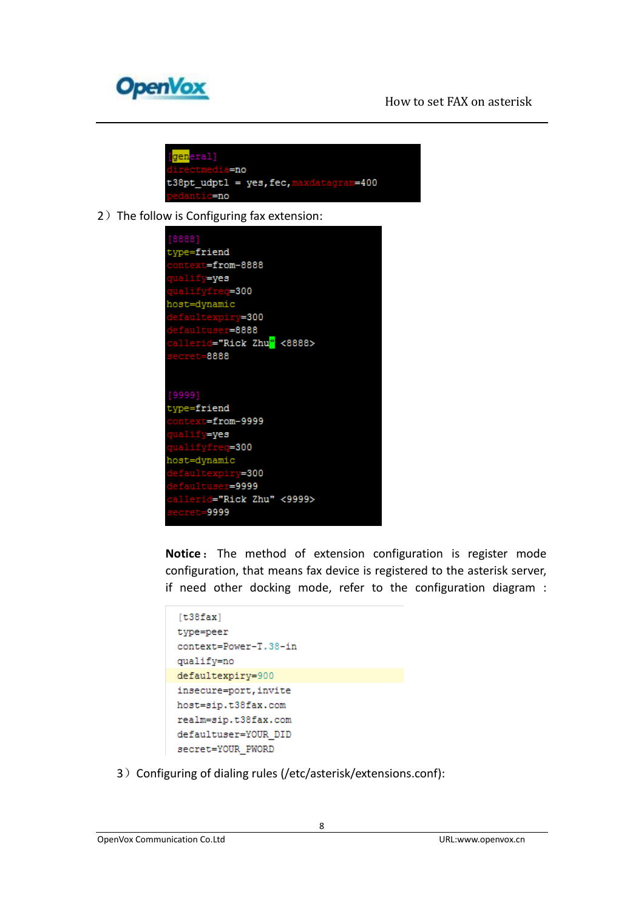```
[general]
directmedia=no
t38pt_udptl = yes,fec,maxdatagram=400
pedantic=no
```

2）The follow is Configuring fax extension:

```
[8888]
type=friend
context=from-8888
qualify=yes
qualifyfreq=300
host=dynamic
defaultexpiry=300
defaultuser=8888
callerid="Rick Zhu" <8888>
secret=8888

[9999]
type=friend
context=from-9999
qualify=yes
qualifyfreq=300
host=dynamic
defaultexpiry=300
defaultuser=9999
callerid="Rick Zhu" <9999>
secret=9999
```

**Notice：** The method of extension configuration is register mode configuration, that means fax device is registered to the asterisk server, if need other docking mode, refer to the configuration diagram :

```
[t38fax]
type=peer
context=Power-T.38-in
qualify=no
defaultexpiry=900
insecure=port,invite
host=sip.t38fax.com
realm=sip.t38fax.com
defaultuser=YOUR_DID
secret=YOUR_PWORD
```

3）Configuring of dialing rules (/etc/asterisk/extensions.conf):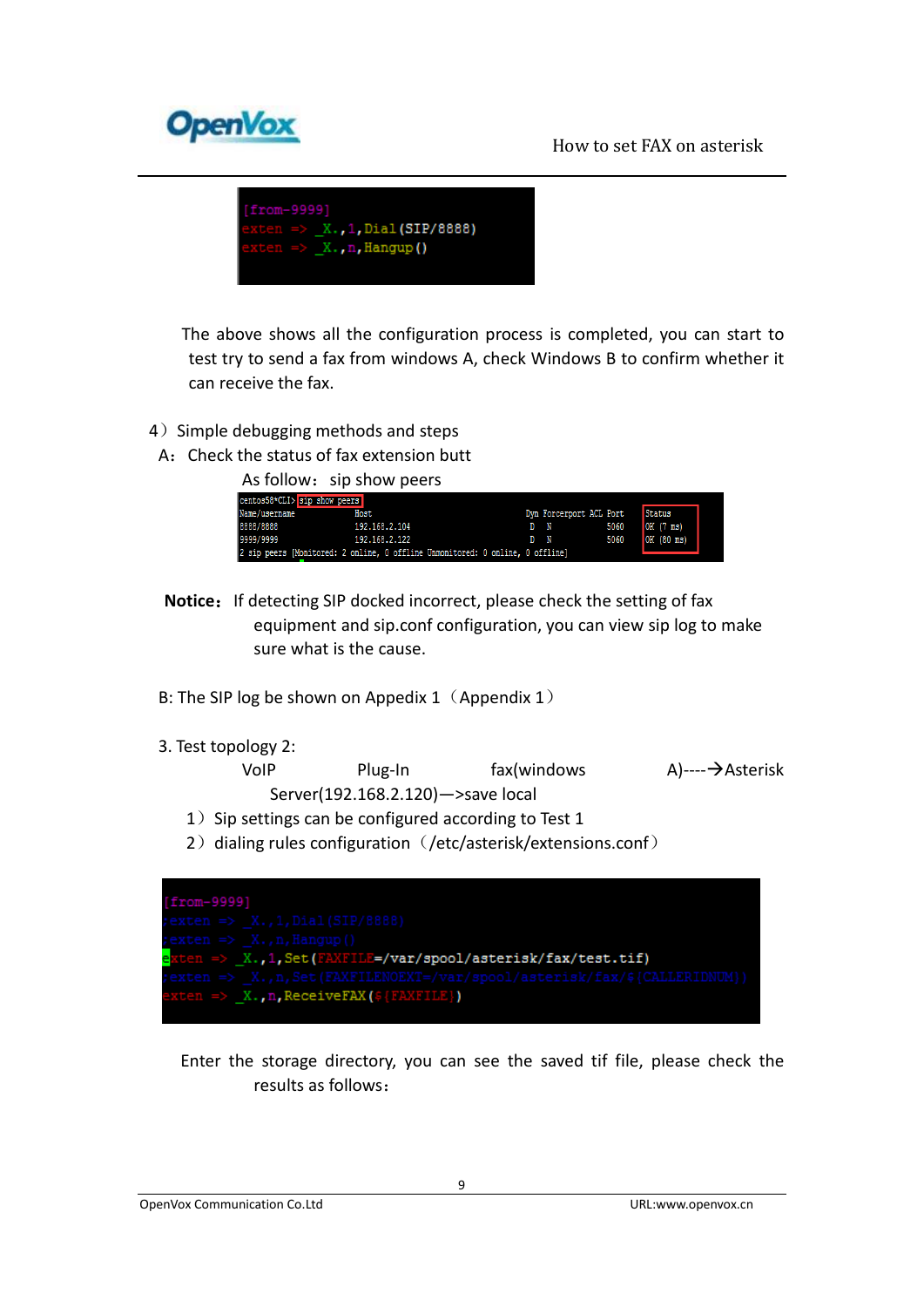```
[from-9999]
exten => _X.,1,Dial(SIP/8888)
exten => _X.,n,Hangup()
```

The above shows all the configuration process is completed, you can start to test try to send a fax from windows A, check Windows B to confirm whether it can receive the fax.

4）Simple debugging methods and steps

A：Check the status of fax extension butt

As follow：sip show peers

```
centos58*CLI> sip show peers
Name/username              Host                Dyn Forcerport ACL Port     Status
8888/8888                  192.168.2.104        D   N              5060     OK (7 ms)
9999/9999                  192.168.2.122        D   N              5060     OK (80 ms)
2 sip peers [Monitored: 2 online, 0 offline Unmonitored: 0 online, 0 offline]
```

**Notice：** If detecting SIP docked incorrect, please check the setting of fax equipment and sip.conf configuration, you can view sip log to make sure what is the cause.

B: The SIP log be shown on Appedix 1（Appendix 1）

3. Test topology 2:

VoIP Plug-In fax(windows A)----→Asterisk Server(192.168.2.120)—>save local

1）Sip settings can be configured according to Test 1

2）dialing rules configuration（/etc/asterisk/extensions.conf）

```
[from-9999]
;exten => _X.,1,Dial(SIP/8888)
;exten => _X.,n,Hangup()
exten => _X.,1,Set(FAXFILE=/var/spool/asterisk/fax/test.tif)
;exten => _X.,n,Set(FAXFILENOEXT=/var/spool/asterisk/fax/${CALLERIDNUM})
exten => _X.,n,ReceiveFAX(${FAXFILE})
```

Enter the storage directory, you can see the saved tif file, please check the results as follows：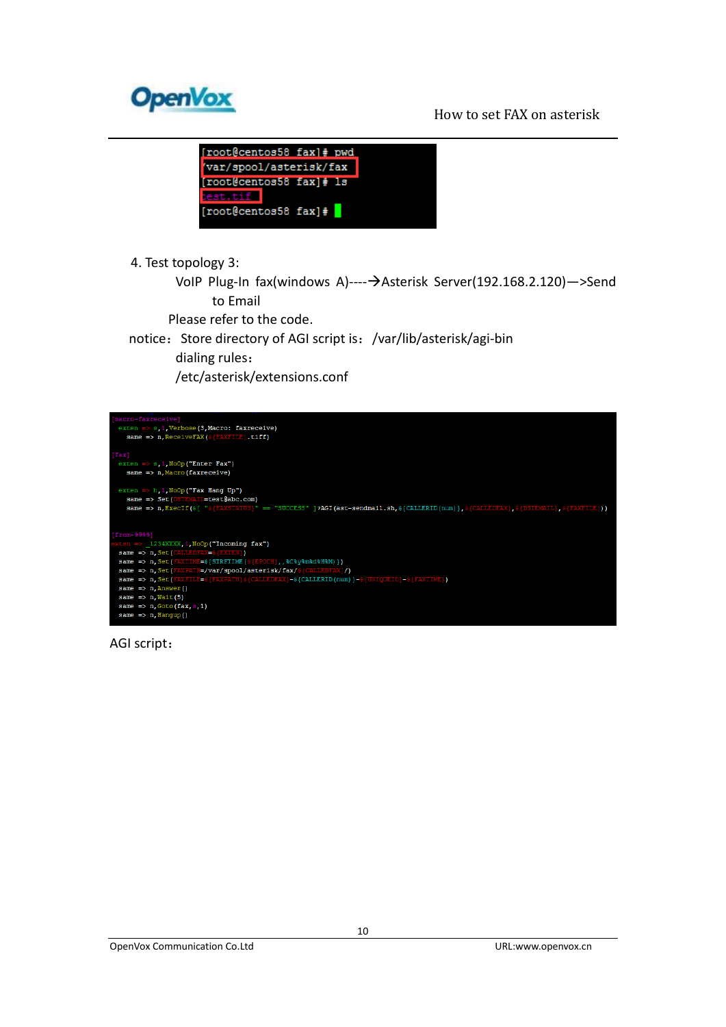```
[root@centos58 fax]# pwd
/var/spool/asterisk/fax
[root@centos58 fax]# ls
test.tif
[root@centos58 fax]#
```

4. Test topology 3:

VoIP Plug-In fax(windows A)----→Asterisk Server(192.168.2.120)—>Send to Email

Please refer to the code.

notice：Store directory of AGI script is：/var/lib/asterisk/agi-bin

dialing rules：

/etc/asterisk/extensions.conf

```
[macro-faxreceive]
  exten => s,1,Verbose(3,Macro: faxreceive)
    same => n,ReceiveFAX(${FAXFILE}.tiff)

[fax]
  exten => s,1,NoOp("Enter Fax")
    same => n,Macro(faxreceive)

  exten => h,1,NoOp("Fax Hang Up")
    same => Set(DSTEMAIL=test@abc.com)
    same => n,ExecIf($[ "${FAXSTATUS}" == "SUCCESS" ]?AGI(ast-sendmail.sh,${CALLERID(num)},${CALLEDFAX},${DSTEMAIL},${FAXFILE}))

[from-9999]
exten => _1234XXXX,1,NoOp("Incoming fax")
  same => n,Set(CALLEDFAX=${EXTEN})
  same => n,Set(FAXTIME=${STRFTIME(${EPOCH},,%C%y%m%d%H%M)})
  same => n,Set(FAXPATH=/var/spool/asterisk/fax/${CALLEDFAX}/)
  same => n,Set(FAXFILE=${FAXPATH}${CALLEDFAX}-${CALLERID(num)}-${UNIQUEID}-${FAXTIME})
  same => n,Answer()
  same => n,Wait(5)
  same => n,Goto(fax,s,1)
  same => n,Hangup()
```

AGI script：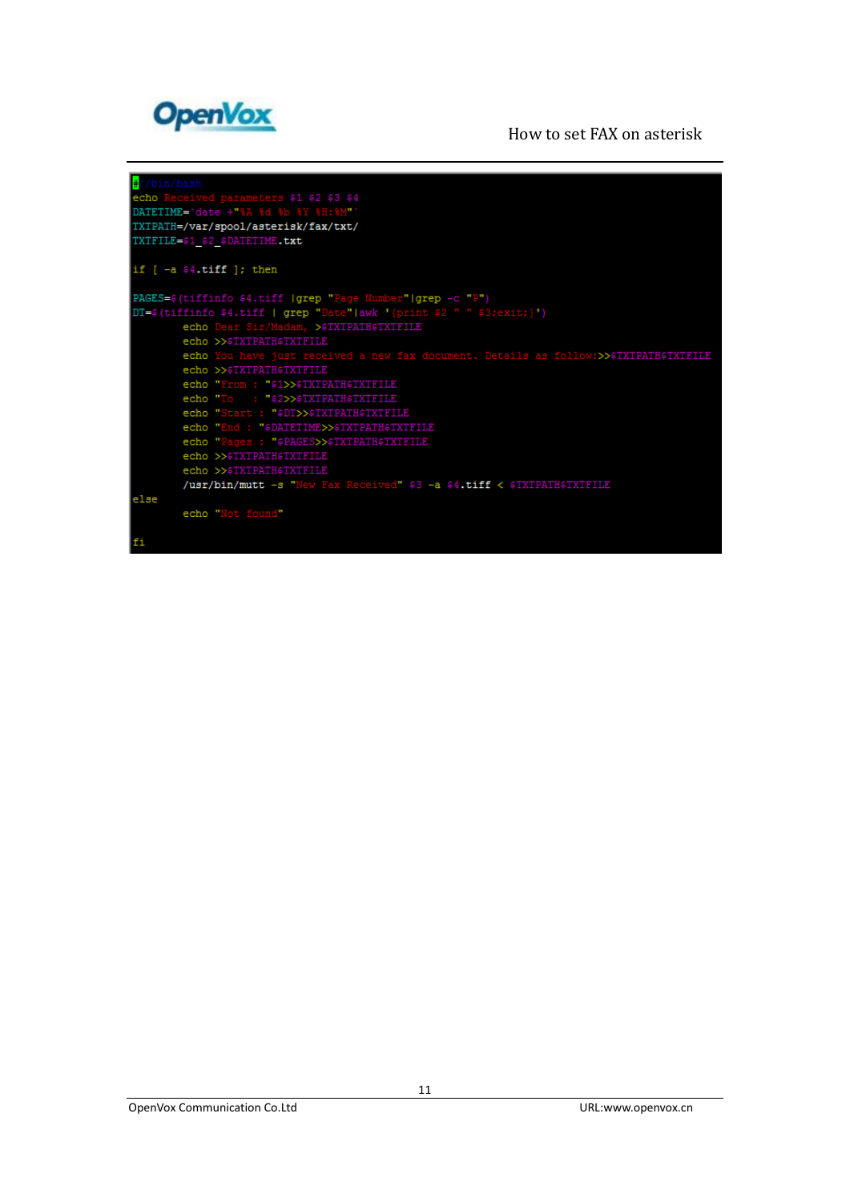```
#!/bin/bash
echo Received parameters $1 $2 $3 $4
DATETIME=`date +"%A %d %b %Y %H:%M"`
TXTPATH=/var/spool/asterisk/fax/txt/
TXTFILE=$1_$2_$DATETIME.txt

if [ -a $4.tiff ]; then

PAGES=$(tiffinfo $4.tiff |grep "Page Number"|grep -c "P")
DT=$(tiffinfo $4.tiff | grep "Date"|awk '{print $2 " " $3;exit;}')
        echo Dear Sir/Madam, >$TXTPATH$TXTFILE
        echo >>$TXTPATH$TXTFILE
        echo You have just received a new fax document. Details as follow:>>$TXTPATH$TXTFILE
        echo >>$TXTPATH$TXTFILE
        echo "From : "$1>>$TXTPATH$TXTFILE
        echo "To   : "$2>>$TXTPATH$TXTFILE
        echo "Start : "$DT>>$TXTPATH$TXTFILE
        echo "End : "$DATETIME>>$TXTPATH$TXTFILE
        echo "Pages : "$PAGES>>$TXTPATH$TXTFILE
        echo >>$TXTPATH$TXTFILE
        echo >>$TXTPATH$TXTFILE
        /usr/bin/mutt -s "New Fax Received" $3 -a $4.tiff < $TXTPATH$TXTFILE
else
        echo "Not found"

fi
```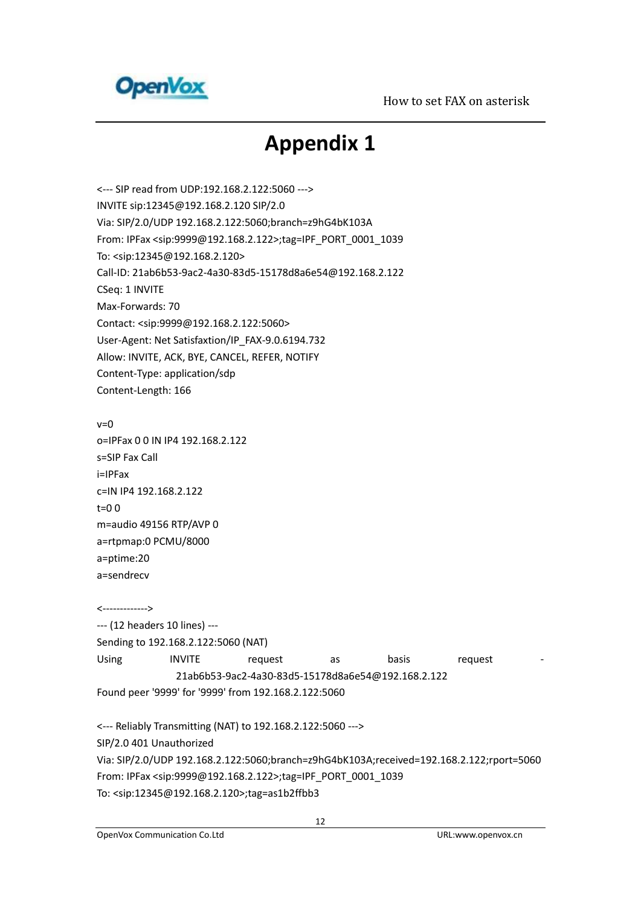# Appendix 1

```
<--- SIP read from UDP:192.168.2.122:5060 --->
INVITE sip:12345@192.168.2.120 SIP/2.0
Via: SIP/2.0/UDP 192.168.2.122:5060;branch=z9hG4bK103A
From: IPFax <sip:9999@192.168.2.122>;tag=IPF_PORT_0001_1039
To: <sip:12345@192.168.2.120>
Call-ID: 21ab6b53-9ac2-4a30-83d5-15178d8a6e54@192.168.2.122
CSeq: 1 INVITE
Max-Forwards: 70
Contact: <sip:9999@192.168.2.122:5060>
User-Agent: Net Satisfaxtion/IP_FAX-9.0.6194.732
Allow: INVITE, ACK, BYE, CANCEL, REFER, NOTIFY
Content-Type: application/sdp
Content-Length: 166

v=0
o=IPFax 0 0 IN IP4 192.168.2.122
s=SIP Fax Call
i=IPFax
c=IN IP4 192.168.2.122
t=0 0
m=audio 49156 RTP/AVP 0
a=rtpmap:0 PCMU/8000
a=ptime:20
a=sendrecv

<------------->
--- (12 headers 10 lines) ---
Sending to 192.168.2.122:5060 (NAT)
Using INVITE request as basis request - 21ab6b53-9ac2-4a30-83d5-15178d8a6e54@192.168.2.122
Found peer '9999' for '9999' from 192.168.2.122:5060

<--- Reliably Transmitting (NAT) to 192.168.2.122:5060 --->
SIP/2.0 401 Unauthorized
Via: SIP/2.0/UDP 192.168.2.122:5060;branch=z9hG4bK103A;received=192.168.2.122;rport=5060
From: IPFax <sip:9999@192.168.2.122>;tag=IPF_PORT_0001_1039
To: <sip:12345@192.168.2.120>;tag=as1b2ffbb3
```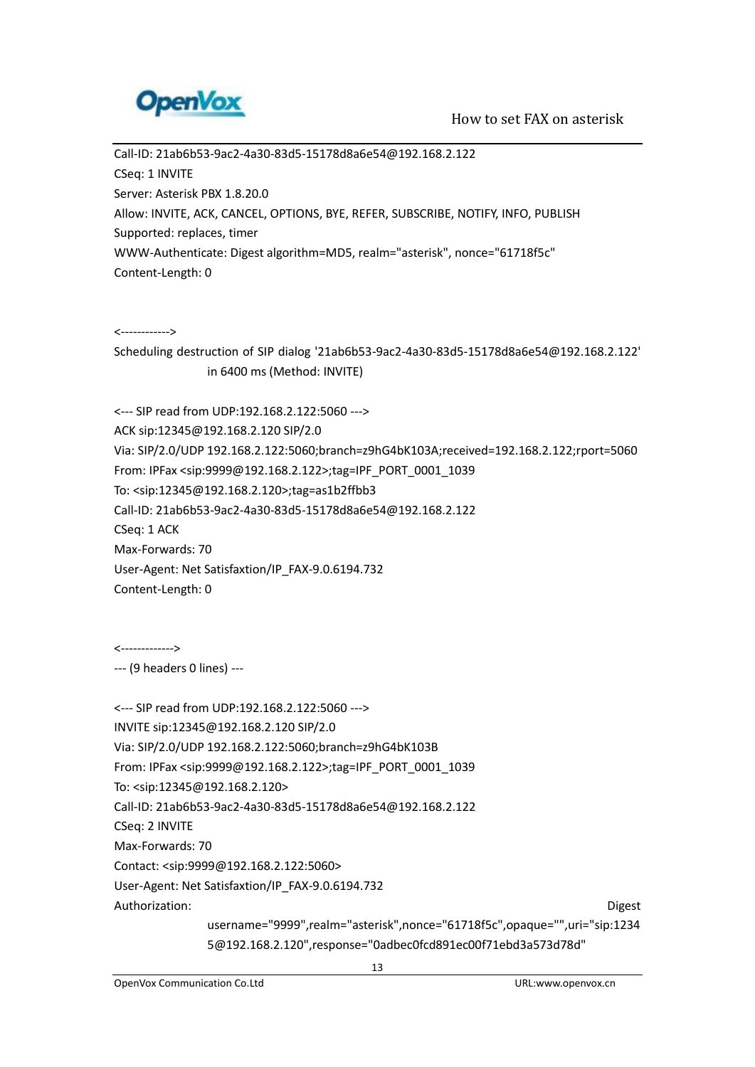Call-ID: 21ab6b53-9ac2-4a30-83d5-15178d8a6e54@192.168.2.122
CSeq: 1 INVITE
Server: Asterisk PBX 1.8.20.0
Allow: INVITE, ACK, CANCEL, OPTIONS, BYE, REFER, SUBSCRIBE, NOTIFY, INFO, PUBLISH
Supported: replaces, timer
WWW-Authenticate: Digest algorithm=MD5, realm="asterisk", nonce="61718f5c"
Content-Length: 0

<------------>
Scheduling destruction of SIP dialog '21ab6b53-9ac2-4a30-83d5-15178d8a6e54@192.168.2.122' in 6400 ms (Method: INVITE)

<--- SIP read from UDP:192.168.2.122:5060 --->
ACK sip:12345@192.168.2.120 SIP/2.0
Via: SIP/2.0/UDP 192.168.2.122:5060;branch=z9hG4bK103A;received=192.168.2.122;rport=5060
From: IPFax <sip:9999@192.168.2.122>;tag=IPF_PORT_0001_1039
To: <sip:12345@192.168.2.120>;tag=as1b2ffbb3
Call-ID: 21ab6b53-9ac2-4a30-83d5-15178d8a6e54@192.168.2.122
CSeq: 1 ACK
Max-Forwards: 70
User-Agent: Net Satisfaxtion/IP_FAX-9.0.6194.732
Content-Length: 0

<------------->
--- (9 headers 0 lines) ---

<--- SIP read from UDP:192.168.2.122:5060 --->
INVITE sip:12345@192.168.2.120 SIP/2.0
Via: SIP/2.0/UDP 192.168.2.122:5060;branch=z9hG4bK103B
From: IPFax <sip:9999@192.168.2.122>;tag=IPF_PORT_0001_1039
To: <sip:12345@192.168.2.120>
Call-ID: 21ab6b53-9ac2-4a30-83d5-15178d8a6e54@192.168.2.122
CSeq: 2 INVITE
Max-Forwards: 70
Contact: <sip:9999@192.168.2.122:5060>
User-Agent: Net Satisfaxtion/IP_FAX-9.0.6194.732
Authorization: Digest username="9999",realm="asterisk",nonce="61718f5c",opaque="",uri="sip:12345@192.168.2.120",response="0adbec0fcd891ec00f71ebd3a573d78d"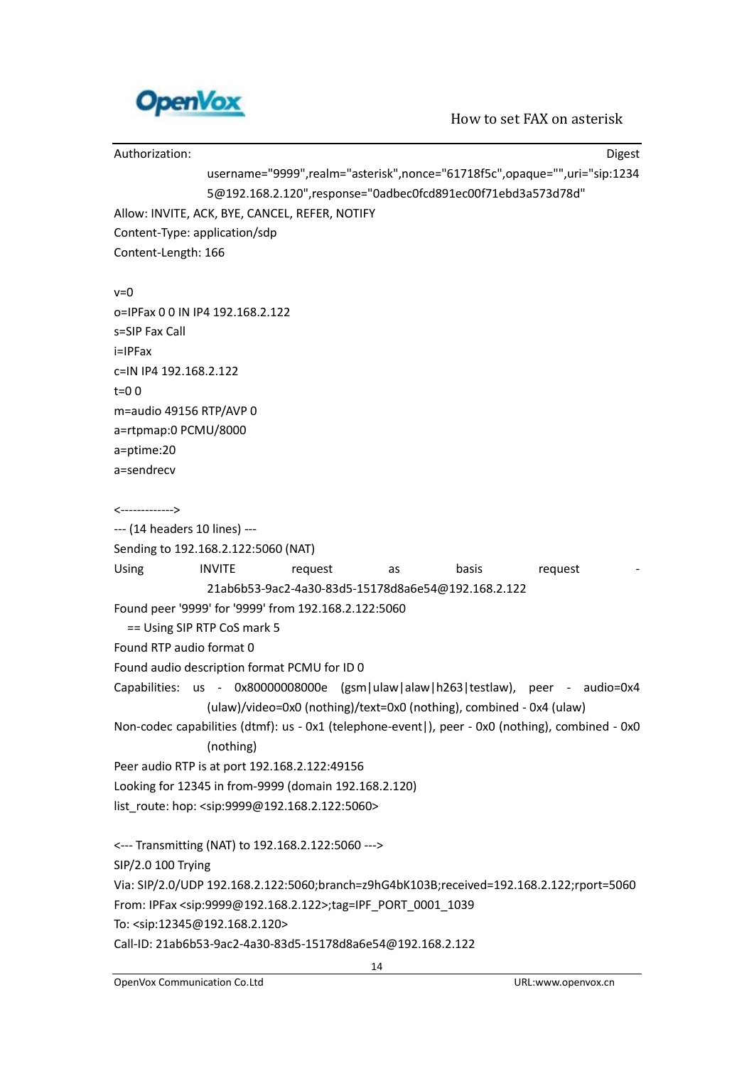```
Authorization: Digest
                username="9999",realm="asterisk",nonce="61718f5c",opaque="",uri="sip:1234
                5@192.168.2.120",response="0adbec0fcd891ec00f71ebd3a573d78d"
Allow: INVITE, ACK, BYE, CANCEL, REFER, NOTIFY
Content-Type: application/sdp
Content-Length: 166

v=0
o=IPFax 0 0 IN IP4 192.168.2.122
s=SIP Fax Call
i=IPFax
c=IN IP4 192.168.2.122
t=0 0
m=audio 49156 RTP/AVP 0
a=rtpmap:0 PCMU/8000
a=ptime:20
a=sendrecv

<------------->
--- (14 headers 10 lines) ---
Sending to 192.168.2.122:5060 (NAT)
Using INVITE request as basis request -
                21ab6b53-9ac2-4a30-83d5-15178d8a6e54@192.168.2.122
Found peer '9999' for '9999' from 192.168.2.122:5060
   == Using SIP RTP CoS mark 5
Found RTP audio format 0
Found audio description format PCMU for ID 0
Capabilities: us - 0x80000008000e (gsm|ulaw|alaw|h263|testlaw), peer - audio=0x4
                (ulaw)/video=0x0 (nothing)/text=0x0 (nothing), combined - 0x4 (ulaw)
Non-codec capabilities (dtmf): us - 0x1 (telephone-event|), peer - 0x0 (nothing), combined - 0x0
                (nothing)
Peer audio RTP is at port 192.168.2.122:49156
Looking for 12345 in from-9999 (domain 192.168.2.120)
list_route: hop: <sip:9999@192.168.2.122:5060>

<--- Transmitting (NAT) to 192.168.2.122:5060 --->
SIP/2.0 100 Trying
Via: SIP/2.0/UDP 192.168.2.122:5060;branch=z9hG4bK103B;received=192.168.2.122;rport=5060
From: IPFax <sip:9999@192.168.2.122>;tag=IPF_PORT_0001_1039
To: <sip:12345@192.168.2.120>
Call-ID: 21ab6b53-9ac2-4a30-83d5-15178d8a6e54@192.168.2.122
```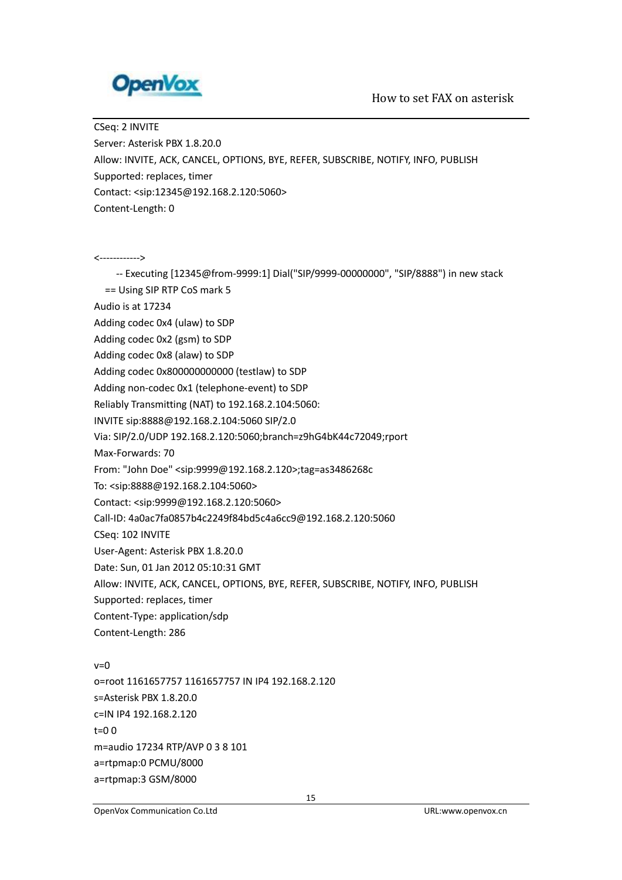CSeq: 2 INVITE
Server: Asterisk PBX 1.8.20.0
Allow: INVITE, ACK, CANCEL, OPTIONS, BYE, REFER, SUBSCRIBE, NOTIFY, INFO, PUBLISH
Supported: replaces, timer
Contact: <sip:12345@192.168.2.120:5060>
Content-Length: 0

<------------>

    -- Executing [12345@from-9999:1] Dial("SIP/9999-00000000", "SIP/8888") in new stack
  == Using SIP RTP CoS mark 5
Audio is at 17234
Adding codec 0x4 (ulaw) to SDP
Adding codec 0x2 (gsm) to SDP
Adding codec 0x8 (alaw) to SDP
Adding codec 0x800000000000 (testlaw) to SDP
Adding non-codec 0x1 (telephone-event) to SDP
Reliably Transmitting (NAT) to 192.168.2.104:5060:
INVITE sip:8888@192.168.2.104:5060 SIP/2.0
Via: SIP/2.0/UDP 192.168.2.120:5060;branch=z9hG4bK44c72049;rport
Max-Forwards: 70
From: "John Doe" <sip:9999@192.168.2.120>;tag=as3486268c
To: <sip:8888@192.168.2.104:5060>
Contact: <sip:9999@192.168.2.120:5060>
Call-ID: 4a0ac7fa0857b4c2249f84bd5c4a6cc9@192.168.2.120:5060
CSeq: 102 INVITE
User-Agent: Asterisk PBX 1.8.20.0
Date: Sun, 01 Jan 2012 05:10:31 GMT
Allow: INVITE, ACK, CANCEL, OPTIONS, BYE, REFER, SUBSCRIBE, NOTIFY, INFO, PUBLISH
Supported: replaces, timer
Content-Type: application/sdp
Content-Length: 286

v=0
o=root 1161657757 1161657757 IN IP4 192.168.2.120
s=Asterisk PBX 1.8.20.0
c=IN IP4 192.168.2.120
t=0 0
m=audio 17234 RTP/AVP 0 3 8 101
a=rtpmap:0 PCMU/8000
a=rtpmap:3 GSM/8000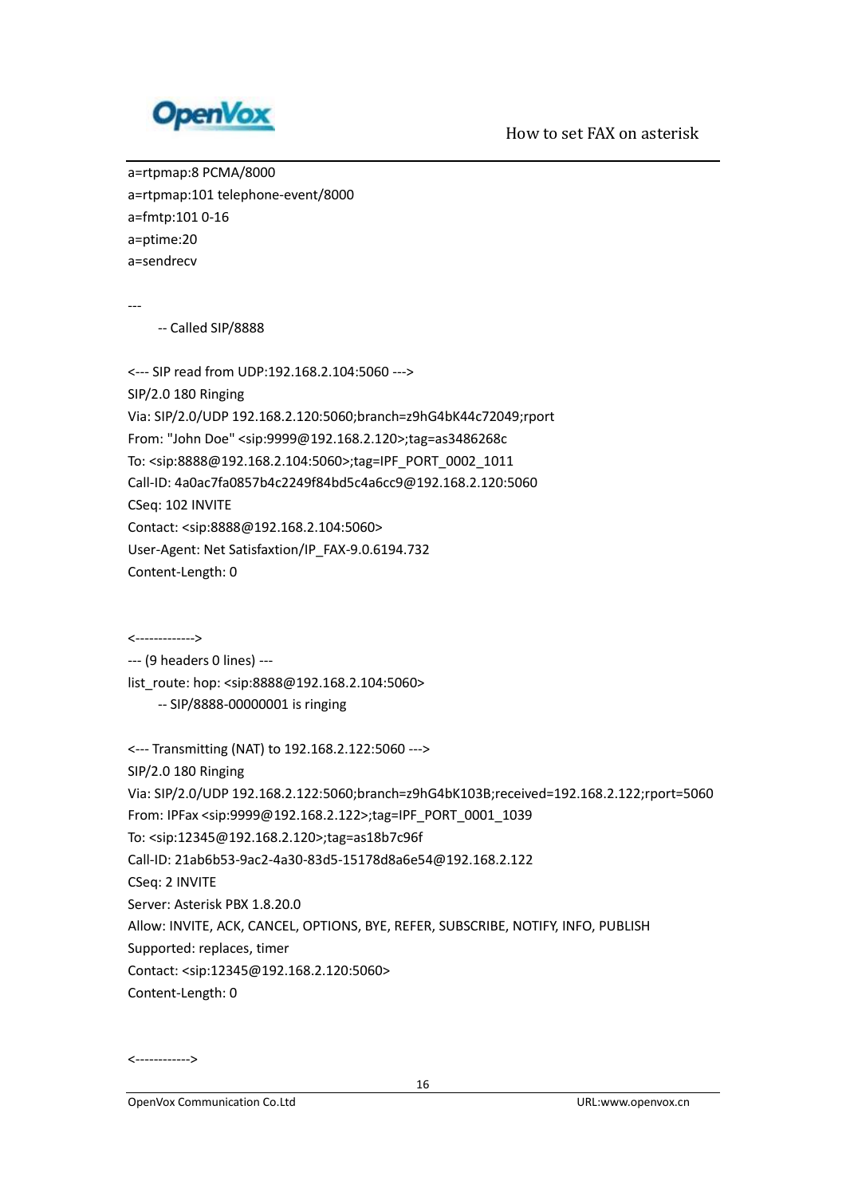```
a=rtpmap:8 PCMA/8000
a=rtpmap:101 telephone-event/8000
a=fmtp:101 0-16
a=ptime:20
a=sendrecv

---
    -- Called SIP/8888

<--- SIP read from UDP:192.168.2.104:5060 --->
SIP/2.0 180 Ringing
Via: SIP/2.0/UDP 192.168.2.120:5060;branch=z9hG4bK44c72049;rport
From: "John Doe" <sip:9999@192.168.2.120>;tag=as3486268c
To: <sip:8888@192.168.2.104:5060>;tag=IPF_PORT_0002_1011
Call-ID: 4a0ac7fa0857b4c2249f84bd5c4a6cc9@192.168.2.120:5060
CSeq: 102 INVITE
Contact: <sip:8888@192.168.2.104:5060>
User-Agent: Net Satisfaxtion/IP_FAX-9.0.6194.732
Content-Length: 0


<------------->
--- (9 headers 0 lines) ---
list_route: hop: <sip:8888@192.168.2.104:5060>
    -- SIP/8888-00000001 is ringing

<--- Transmitting (NAT) to 192.168.2.122:5060 --->
SIP/2.0 180 Ringing
Via: SIP/2.0/UDP 192.168.2.122:5060;branch=z9hG4bK103B;received=192.168.2.122;rport=5060
From: IPFax <sip:9999@192.168.2.122>;tag=IPF_PORT_0001_1039
To: <sip:12345@192.168.2.120>;tag=as18b7c96f
Call-ID: 21ab6b53-9ac2-4a30-83d5-15178d8a6e54@192.168.2.122
CSeq: 2 INVITE
Server: Asterisk PBX 1.8.20.0
Allow: INVITE, ACK, CANCEL, OPTIONS, BYE, REFER, SUBSCRIBE, NOTIFY, INFO, PUBLISH
Supported: replaces, timer
Contact: <sip:12345@192.168.2.120:5060>
Content-Length: 0


<------------>
```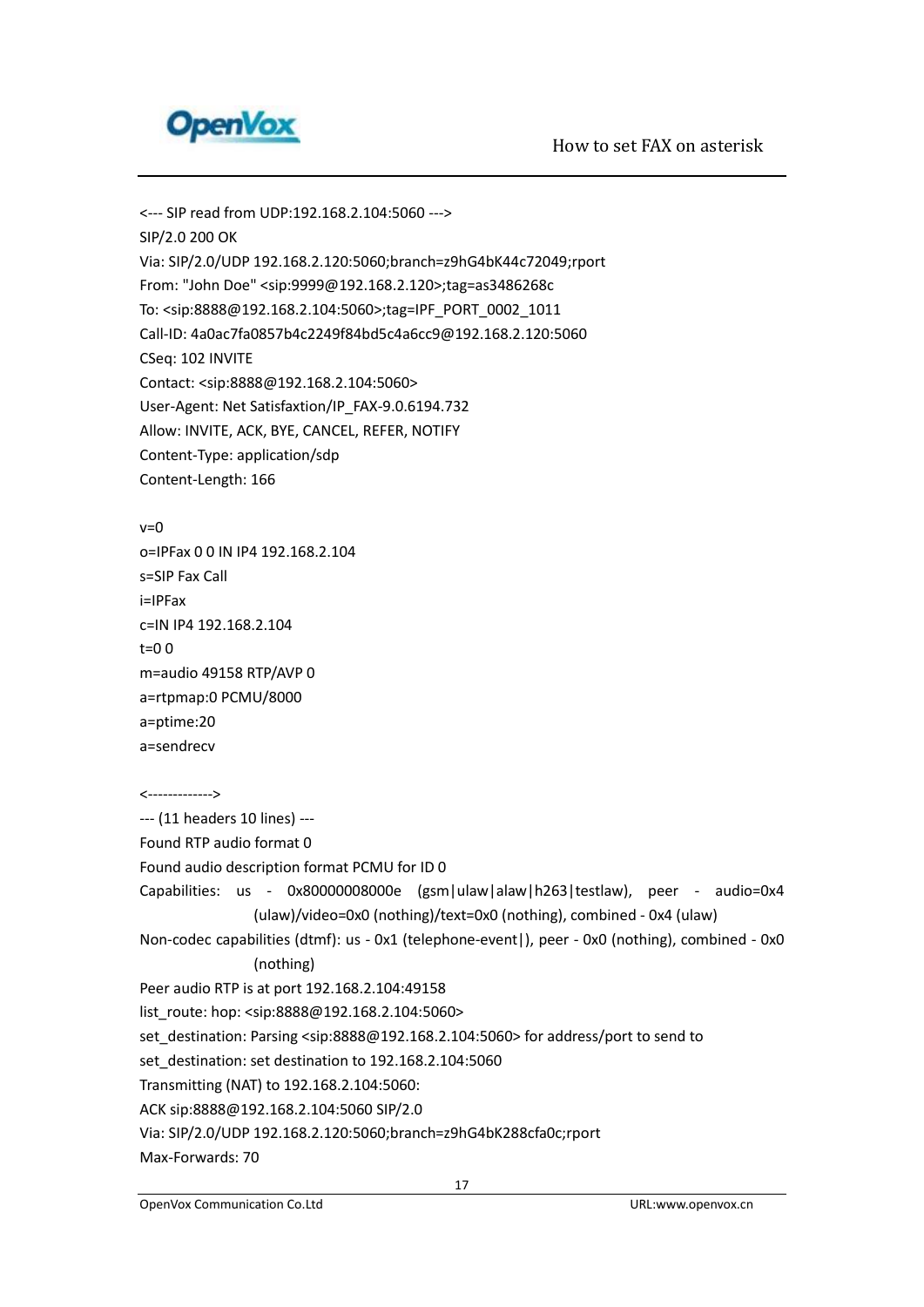```
<--- SIP read from UDP:192.168.2.104:5060 --->
SIP/2.0 200 OK
Via: SIP/2.0/UDP 192.168.2.120:5060;branch=z9hG4bK44c72049;rport
From: "John Doe" <sip:9999@192.168.2.120>;tag=as3486268c
To: <sip:8888@192.168.2.104:5060>;tag=IPF_PORT_0002_1011
Call-ID: 4a0ac7fa0857b4c2249f84bd5c4a6cc9@192.168.2.120:5060
CSeq: 102 INVITE
Contact: <sip:8888@192.168.2.104:5060>
User-Agent: Net Satisfaxtion/IP_FAX-9.0.6194.732
Allow: INVITE, ACK, BYE, CANCEL, REFER, NOTIFY
Content-Type: application/sdp
Content-Length: 166

v=0
o=IPFax 0 0 IN IP4 192.168.2.104
s=SIP Fax Call
i=IPFax
c=IN IP4 192.168.2.104
t=0 0
m=audio 49158 RTP/AVP 0
a=rtpmap:0 PCMU/8000
a=ptime:20
a=sendrecv

<------------->
--- (11 headers 10 lines) ---
Found RTP audio format 0
Found audio description format PCMU for ID 0
Capabilities: us - 0x80000008000e (gsm|ulaw|alaw|h263|testlaw), peer - audio=0x4
        (ulaw)/video=0x0 (nothing)/text=0x0 (nothing), combined - 0x4 (ulaw)
Non-codec capabilities (dtmf): us - 0x1 (telephone-event|), peer - 0x0 (nothing), combined - 0x0
        (nothing)
Peer audio RTP is at port 192.168.2.104:49158
list_route: hop: <sip:8888@192.168.2.104:5060>
set_destination: Parsing <sip:8888@192.168.2.104:5060> for address/port to send to
set_destination: set destination to 192.168.2.104:5060
Transmitting (NAT) to 192.168.2.104:5060:
ACK sip:8888@192.168.2.104:5060 SIP/2.0
Via: SIP/2.0/UDP 192.168.2.120:5060;branch=z9hG4bK288cfa0c;rport
Max-Forwards: 70
```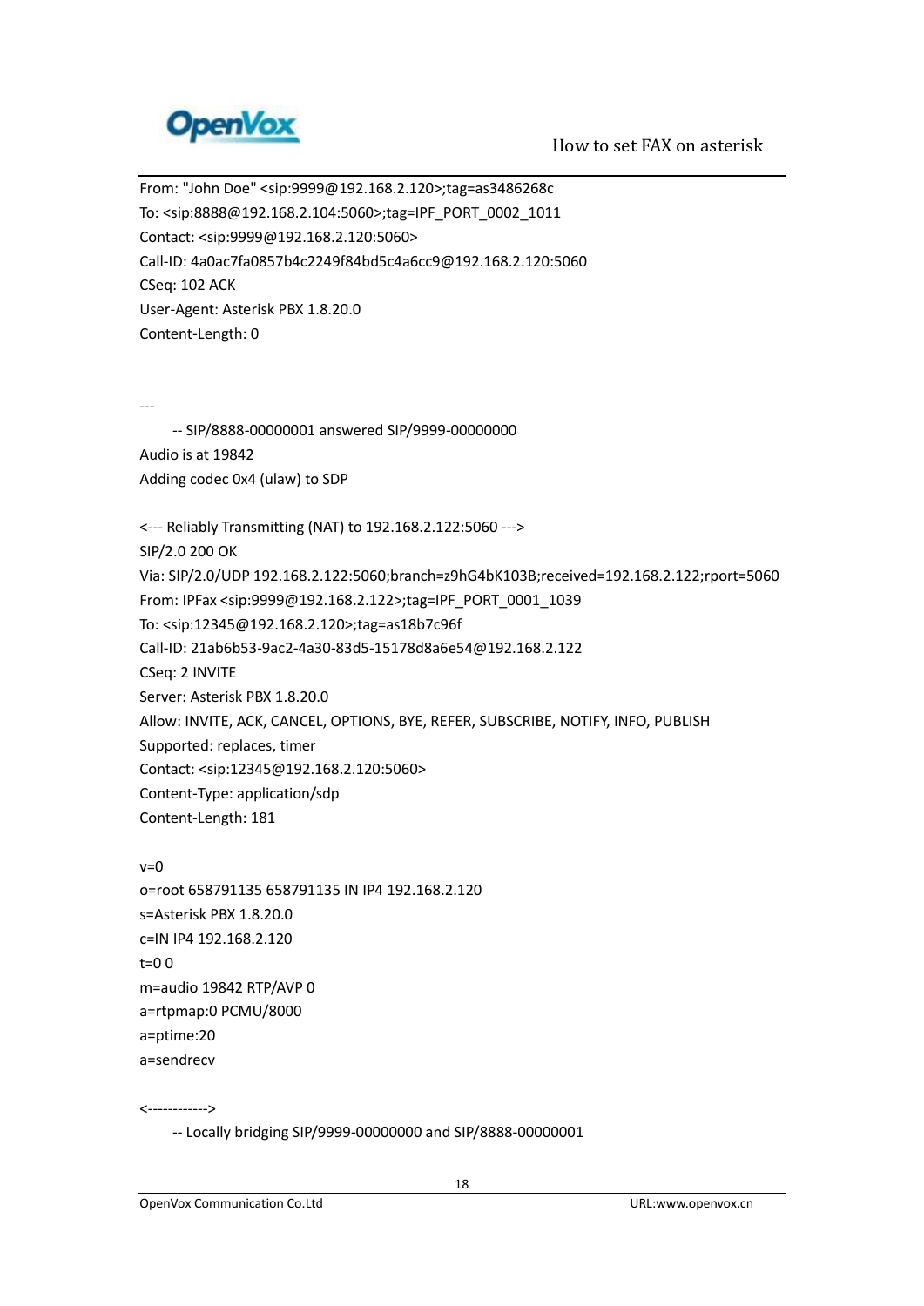```
From: "John Doe" <sip:9999@192.168.2.120>;tag=as3486268c
To: <sip:8888@192.168.2.104:5060>;tag=IPF_PORT_0002_1011
Contact: <sip:9999@192.168.2.120:5060>
Call-ID: 4a0ac7fa0857b4c2249f84bd5c4a6cc9@192.168.2.120:5060
CSeq: 102 ACK
User-Agent: Asterisk PBX 1.8.20.0
Content-Length: 0


---
    -- SIP/8888-00000001 answered SIP/9999-00000000
Audio is at 19842
Adding codec 0x4 (ulaw) to SDP

<--- Reliably Transmitting (NAT) to 192.168.2.122:5060 --->
SIP/2.0 200 OK
Via: SIP/2.0/UDP 192.168.2.122:5060;branch=z9hG4bK103B;received=192.168.2.122;rport=5060
From: IPFax <sip:9999@192.168.2.122>;tag=IPF_PORT_0001_1039
To: <sip:12345@192.168.2.120>;tag=as18b7c96f
Call-ID: 21ab6b53-9ac2-4a30-83d5-15178d8a6e54@192.168.2.122
CSeq: 2 INVITE
Server: Asterisk PBX 1.8.20.0
Allow: INVITE, ACK, CANCEL, OPTIONS, BYE, REFER, SUBSCRIBE, NOTIFY, INFO, PUBLISH
Supported: replaces, timer
Contact: <sip:12345@192.168.2.120:5060>
Content-Type: application/sdp
Content-Length: 181

v=0
o=root 658791135 658791135 IN IP4 192.168.2.120
s=Asterisk PBX 1.8.20.0
c=IN IP4 192.168.2.120
t=0 0
m=audio 19842 RTP/AVP 0
a=rtpmap:0 PCMU/8000
a=ptime:20
a=sendrecv

<------------>
    -- Locally bridging SIP/9999-00000000 and SIP/8888-00000001
```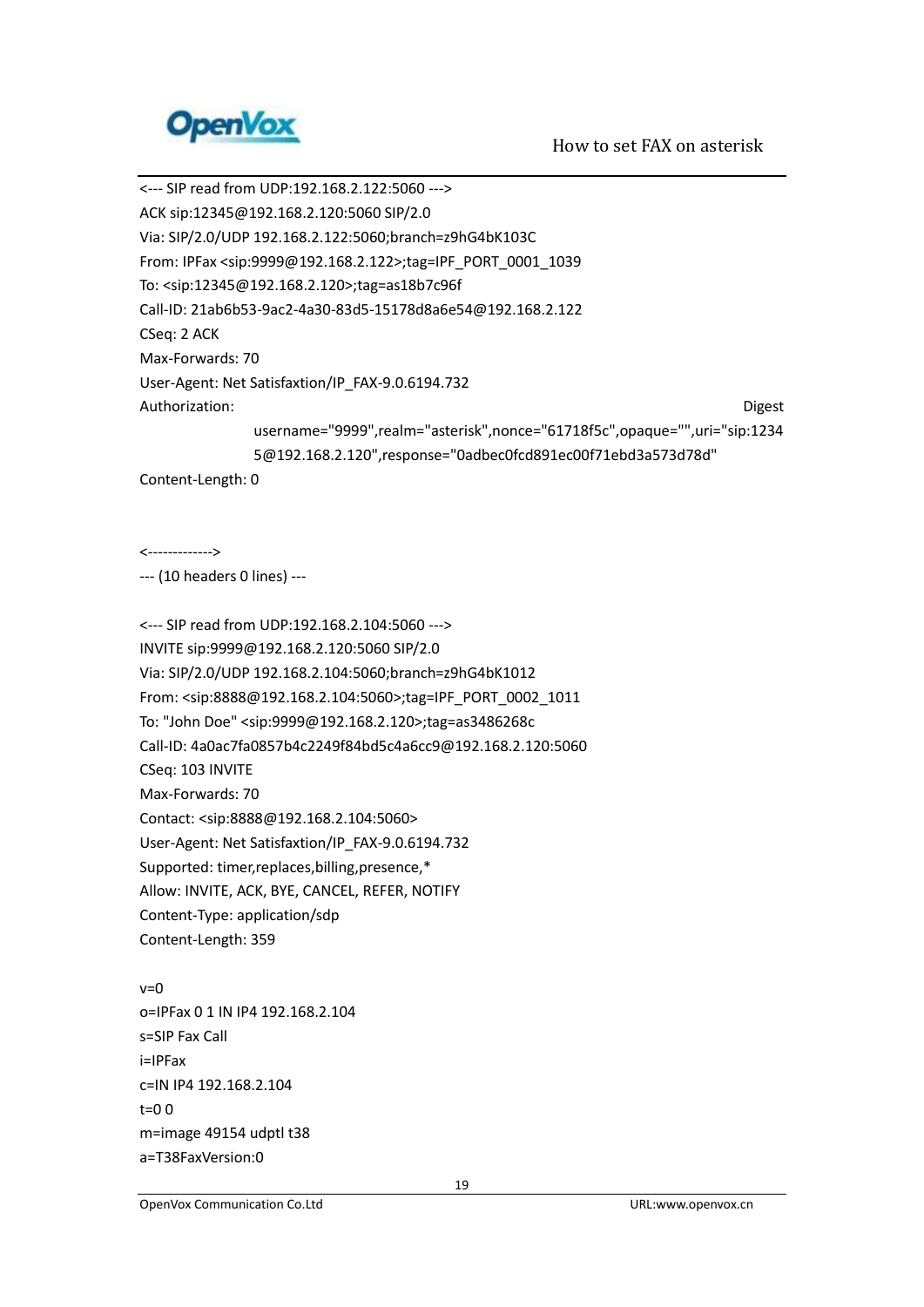```
<--- SIP read from UDP:192.168.2.122:5060 --->
ACK sip:12345@192.168.2.120:5060 SIP/2.0
Via: SIP/2.0/UDP 192.168.2.122:5060;branch=z9hG4bK103C
From: IPFax <sip:9999@192.168.2.122>;tag=IPF_PORT_0001_1039
To: <sip:12345@192.168.2.120>;tag=as18b7c96f
Call-ID: 21ab6b53-9ac2-4a30-83d5-15178d8a6e54@192.168.2.122
CSeq: 2 ACK
Max-Forwards: 70
User-Agent: Net Satisfaxtion/IP_FAX-9.0.6194.732
Authorization: Digest
        username="9999",realm="asterisk",nonce="61718f5c",opaque="",uri="sip:1234
        5@192.168.2.120",response="0adbec0fcd891ec00f71ebd3a573d78d"
Content-Length: 0


<------------->
--- (10 headers 0 lines) ---

<--- SIP read from UDP:192.168.2.104:5060 --->
INVITE sip:9999@192.168.2.120:5060 SIP/2.0
Via: SIP/2.0/UDP 192.168.2.104:5060;branch=z9hG4bK1012
From: <sip:8888@192.168.2.104:5060>;tag=IPF_PORT_0002_1011
To: "John Doe" <sip:9999@192.168.2.120>;tag=as3486268c
Call-ID: 4a0ac7fa0857b4c2249f84bd5c4a6cc9@192.168.2.120:5060
CSeq: 103 INVITE
Max-Forwards: 70
Contact: <sip:8888@192.168.2.104:5060>
User-Agent: Net Satisfaxtion/IP_FAX-9.0.6194.732
Supported: timer,replaces,billing,presence,*
Allow: INVITE, ACK, BYE, CANCEL, REFER, NOTIFY
Content-Type: application/sdp
Content-Length: 359

v=0
o=IPFax 0 1 IN IP4 192.168.2.104
s=SIP Fax Call
i=IPFax
c=IN IP4 192.168.2.104
t=0 0
m=image 49154 udptl t38
a=T38FaxVersion:0
```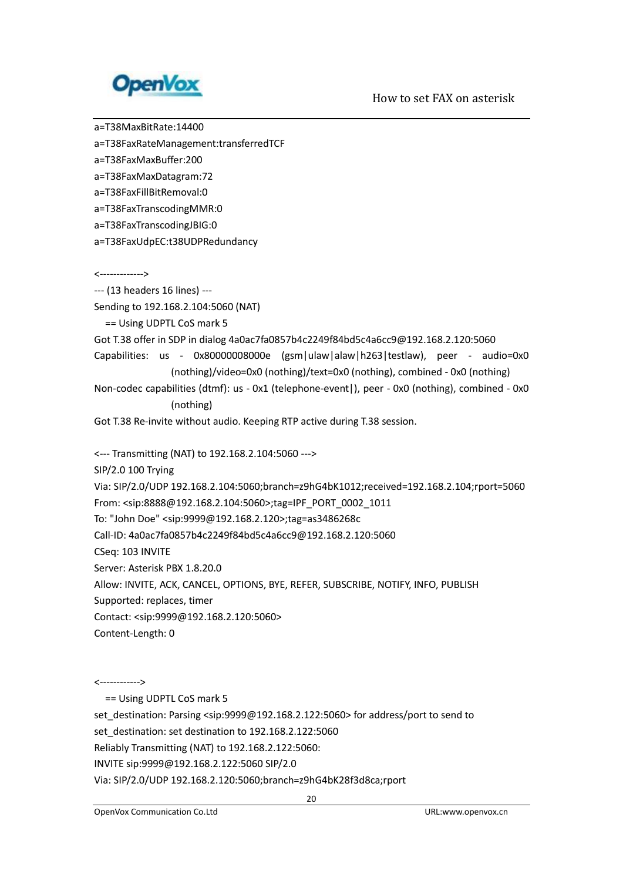```
a=T38MaxBitRate:14400
a=T38FaxRateManagement:transferredTCF
a=T38FaxMaxBuffer:200
a=T38FaxMaxDatagram:72
a=T38FaxFillBitRemoval:0
a=T38FaxTranscodingMMR:0
a=T38FaxTranscodingJBIG:0
a=T38FaxUdpEC:t38UDPRedundancy

<------------->
--- (13 headers 16 lines) ---
Sending to 192.168.2.104:5060 (NAT)
    == Using UDPTL CoS mark 5
Got T.38 offer in SDP in dialog 4a0ac7fa0857b4c2249f84bd5c4a6cc9@192.168.2.120:5060
Capabilities: us - 0x80000008000e (gsm|ulaw|alaw|h263|testlaw), peer - audio=0x0
        (nothing)/video=0x0 (nothing)/text=0x0 (nothing), combined - 0x0 (nothing)
Non-codec capabilities (dtmf): us - 0x1 (telephone-event|), peer - 0x0 (nothing), combined - 0x0
        (nothing)
Got T.38 Re-invite without audio. Keeping RTP active during T.38 session.

<--- Transmitting (NAT) to 192.168.2.104:5060 --->
SIP/2.0 100 Trying
Via: SIP/2.0/UDP 192.168.2.104:5060;branch=z9hG4bK1012;received=192.168.2.104;rport=5060
From: <sip:8888@192.168.2.104:5060>;tag=IPF_PORT_0002_1011
To: "John Doe" <sip:9999@192.168.2.120>;tag=as3486268c
Call-ID: 4a0ac7fa0857b4c2249f84bd5c4a6cc9@192.168.2.120:5060
CSeq: 103 INVITE
Server: Asterisk PBX 1.8.20.0
Allow: INVITE, ACK, CANCEL, OPTIONS, BYE, REFER, SUBSCRIBE, NOTIFY, INFO, PUBLISH
Supported: replaces, timer
Contact: <sip:9999@192.168.2.120:5060>
Content-Length: 0


<------------>
    == Using UDPTL CoS mark 5
set_destination: Parsing <sip:9999@192.168.2.122:5060> for address/port to send to
set_destination: set destination to 192.168.2.122:5060
Reliably Transmitting (NAT) to 192.168.2.122:5060:
INVITE sip:9999@192.168.2.122:5060 SIP/2.0
Via: SIP/2.0/UDP 192.168.2.120:5060;branch=z9hG4bK28f3d8ca;rport
```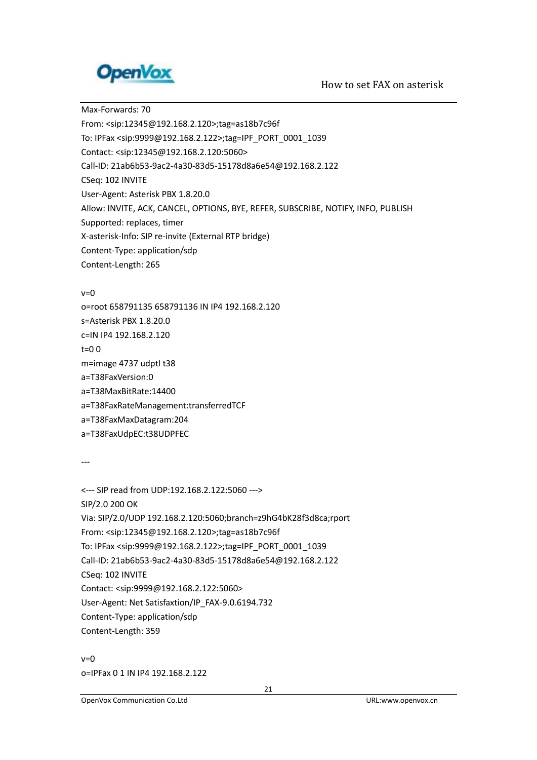```
Max-Forwards: 70
From: <sip:12345@192.168.2.120>;tag=as18b7c96f
To: IPFax <sip:9999@192.168.2.122>;tag=IPF_PORT_0001_1039
Contact: <sip:12345@192.168.2.120:5060>
Call-ID: 21ab6b53-9ac2-4a30-83d5-15178d8a6e54@192.168.2.122
CSeq: 102 INVITE
User-Agent: Asterisk PBX 1.8.20.0
Allow: INVITE, ACK, CANCEL, OPTIONS, BYE, REFER, SUBSCRIBE, NOTIFY, INFO, PUBLISH
Supported: replaces, timer
X-asterisk-Info: SIP re-invite (External RTP bridge)
Content-Type: application/sdp
Content-Length: 265

v=0
o=root 658791135 658791136 IN IP4 192.168.2.120
s=Asterisk PBX 1.8.20.0
c=IN IP4 192.168.2.120
t=0 0
m=image 4737 udptl t38
a=T38FaxVersion:0
a=T38MaxBitRate:14400
a=T38FaxRateManagement:transferredTCF
a=T38FaxMaxDatagram:204
a=T38FaxUdpEC:t38UDPFEC

---

<--- SIP read from UDP:192.168.2.122:5060 --->
SIP/2.0 200 OK
Via: SIP/2.0/UDP 192.168.2.120:5060;branch=z9hG4bK28f3d8ca;rport
From: <sip:12345@192.168.2.120>;tag=as18b7c96f
To: IPFax <sip:9999@192.168.2.122>;tag=IPF_PORT_0001_1039
Call-ID: 21ab6b53-9ac2-4a30-83d5-15178d8a6e54@192.168.2.122
CSeq: 102 INVITE
Contact: <sip:9999@192.168.2.122:5060>
User-Agent: Net Satisfaxtion/IP_FAX-9.0.6194.732
Content-Type: application/sdp
Content-Length: 359

v=0
o=IPFax 0 1 IN IP4 192.168.2.122
```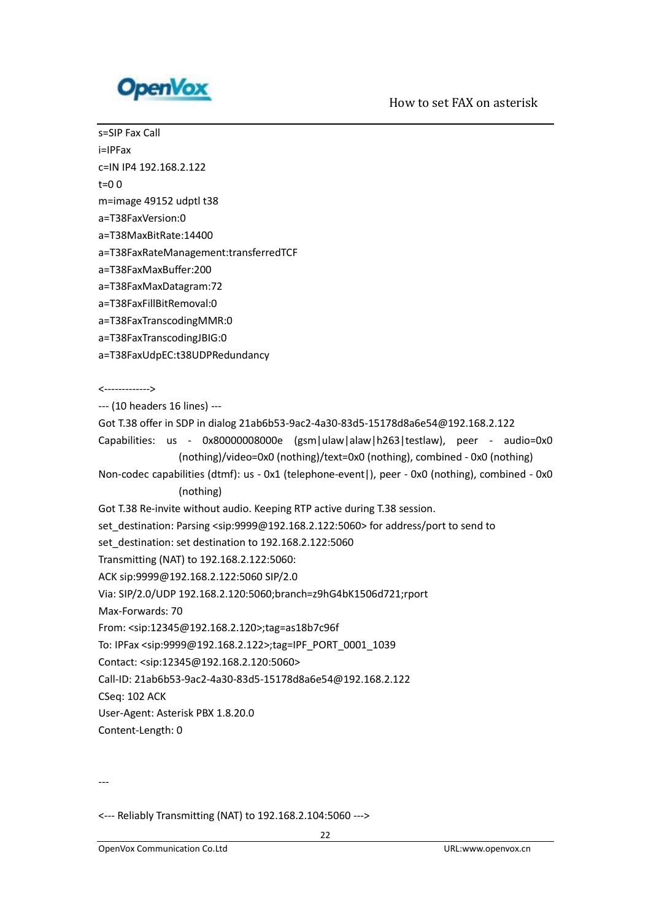s=SIP Fax Call
i=IPFax
c=IN IP4 192.168.2.122
t=0 0
m=image 49152 udptl t38
a=T38FaxVersion:0
a=T38MaxBitRate:14400
a=T38FaxRateManagement:transferredTCF
a=T38FaxMaxBuffer:200
a=T38FaxMaxDatagram:72
a=T38FaxFillBitRemoval:0
a=T38FaxTranscodingMMR:0
a=T38FaxTranscodingJBIG:0
a=T38FaxUdpEC:t38UDPRedundancy

<------------->
--- (10 headers 16 lines) ---
Got T.38 offer in SDP in dialog 21ab6b53-9ac2-4a30-83d5-15178d8a6e54@192.168.2.122
Capabilities: us - 0x80000008000e (gsm|ulaw|alaw|h263|testlaw), peer - audio=0x0 (nothing)/video=0x0 (nothing)/text=0x0 (nothing), combined - 0x0 (nothing)
Non-codec capabilities (dtmf): us - 0x1 (telephone-event|), peer - 0x0 (nothing), combined - 0x0 (nothing)
Got T.38 Re-invite without audio. Keeping RTP active during T.38 session.
set_destination: Parsing <sip:9999@192.168.2.122:5060> for address/port to send to
set_destination: set destination to 192.168.2.122:5060
Transmitting (NAT) to 192.168.2.122:5060:
ACK sip:9999@192.168.2.122:5060 SIP/2.0
Via: SIP/2.0/UDP 192.168.2.120:5060;branch=z9hG4bK1506d721;rport
Max-Forwards: 70
From: <sip:12345@192.168.2.120>;tag=as18b7c96f
To: IPFax <sip:9999@192.168.2.122>;tag=IPF_PORT_0001_1039
Contact: <sip:12345@192.168.2.120:5060>
Call-ID: 21ab6b53-9ac2-4a30-83d5-15178d8a6e54@192.168.2.122
CSeq: 102 ACK
User-Agent: Asterisk PBX 1.8.20.0
Content-Length: 0

---

<--- Reliably Transmitting (NAT) to 192.168.2.104:5060 --->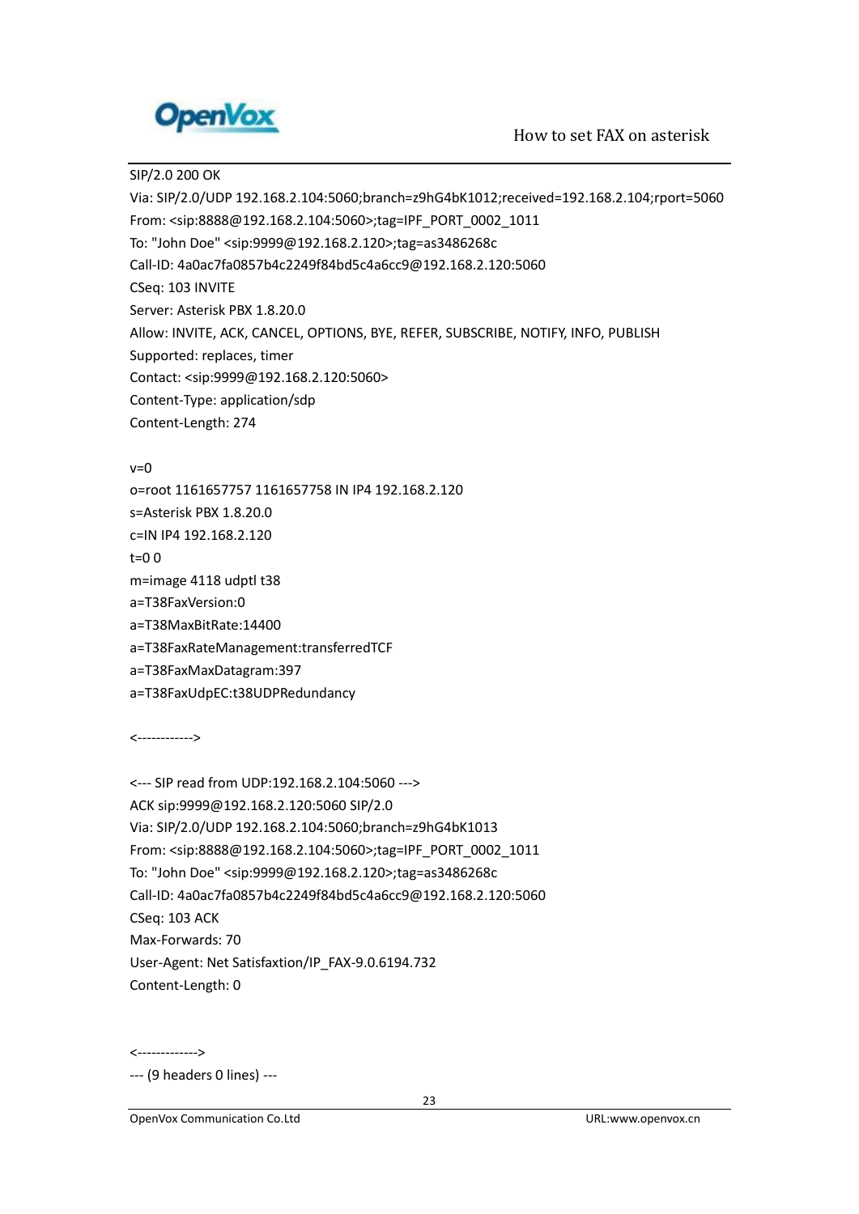```
SIP/2.0 200 OK
Via: SIP/2.0/UDP 192.168.2.104:5060;branch=z9hG4bK1012;received=192.168.2.104;rport=5060
From: <sip:8888@192.168.2.104:5060>;tag=IPF_PORT_0002_1011
To: "John Doe" <sip:9999@192.168.2.120>;tag=as3486268c
Call-ID: 4a0ac7fa0857b4c2249f84bd5c4a6cc9@192.168.2.120:5060
CSeq: 103 INVITE
Server: Asterisk PBX 1.8.20.0
Allow: INVITE, ACK, CANCEL, OPTIONS, BYE, REFER, SUBSCRIBE, NOTIFY, INFO, PUBLISH
Supported: replaces, timer
Contact: <sip:9999@192.168.2.120:5060>
Content-Type: application/sdp
Content-Length: 274

v=0
o=root 1161657757 1161657758 IN IP4 192.168.2.120
s=Asterisk PBX 1.8.20.0
c=IN IP4 192.168.2.120
t=0 0
m=image 4118 udptl t38
a=T38FaxVersion:0
a=T38MaxBitRate:14400
a=T38FaxRateManagement:transferredTCF
a=T38FaxMaxDatagram:397
a=T38FaxUdpEC:t38UDPRedundancy

<------------>

<--- SIP read from UDP:192.168.2.104:5060 --->
ACK sip:9999@192.168.2.120:5060 SIP/2.0
Via: SIP/2.0/UDP 192.168.2.104:5060;branch=z9hG4bK1013
From: <sip:8888@192.168.2.104:5060>;tag=IPF_PORT_0002_1011
To: "John Doe" <sip:9999@192.168.2.120>;tag=as3486268c
Call-ID: 4a0ac7fa0857b4c2249f84bd5c4a6cc9@192.168.2.120:5060
CSeq: 103 ACK
Max-Forwards: 70
User-Agent: Net Satisfaxtion/IP_FAX-9.0.6194.732
Content-Length: 0


<------------->
--- (9 headers 0 lines) ---
```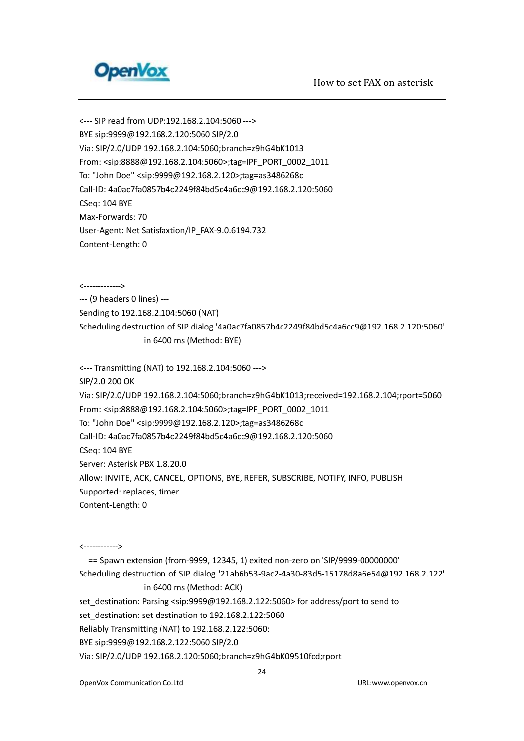```
<--- SIP read from UDP:192.168.2.104:5060 --->
BYE sip:9999@192.168.2.120:5060 SIP/2.0
Via: SIP/2.0/UDP 192.168.2.104:5060;branch=z9hG4bK1013
From: <sip:8888@192.168.2.104:5060>;tag=IPF_PORT_0002_1011
To: "John Doe" <sip:9999@192.168.2.120>;tag=as3486268c
Call-ID: 4a0ac7fa0857b4c2249f84bd5c4a6cc9@192.168.2.120:5060
CSeq: 104 BYE
Max-Forwards: 70
User-Agent: Net Satisfaxtion/IP_FAX-9.0.6194.732
Content-Length: 0


<------------->
--- (9 headers 0 lines) ---
Sending to 192.168.2.104:5060 (NAT)
Scheduling destruction of SIP dialog '4a0ac7fa0857b4c2249f84bd5c4a6cc9@192.168.2.120:5060'
                    in 6400 ms (Method: BYE)

<--- Transmitting (NAT) to 192.168.2.104:5060 --->
SIP/2.0 200 OK
Via: SIP/2.0/UDP 192.168.2.104:5060;branch=z9hG4bK1013;received=192.168.2.104;rport=5060
From: <sip:8888@192.168.2.104:5060>;tag=IPF_PORT_0002_1011
To: "John Doe" <sip:9999@192.168.2.120>;tag=as3486268c
Call-ID: 4a0ac7fa0857b4c2249f84bd5c4a6cc9@192.168.2.120:5060
CSeq: 104 BYE
Server: Asterisk PBX 1.8.20.0
Allow: INVITE, ACK, CANCEL, OPTIONS, BYE, REFER, SUBSCRIBE, NOTIFY, INFO, PUBLISH
Supported: replaces, timer
Content-Length: 0


<------------>
    == Spawn extension (from-9999, 12345, 1) exited non-zero on 'SIP/9999-00000000'
Scheduling destruction of SIP dialog '21ab6b53-9ac2-4a30-83d5-15178d8a6e54@192.168.2.122'
                    in 6400 ms (Method: ACK)
set_destination: Parsing <sip:9999@192.168.2.122:5060> for address/port to send to
set_destination: set destination to 192.168.2.122:5060
Reliably Transmitting (NAT) to 192.168.2.122:5060:
BYE sip:9999@192.168.2.122:5060 SIP/2.0
Via: SIP/2.0/UDP 192.168.2.120:5060;branch=z9hG4bK09510fcd;rport
```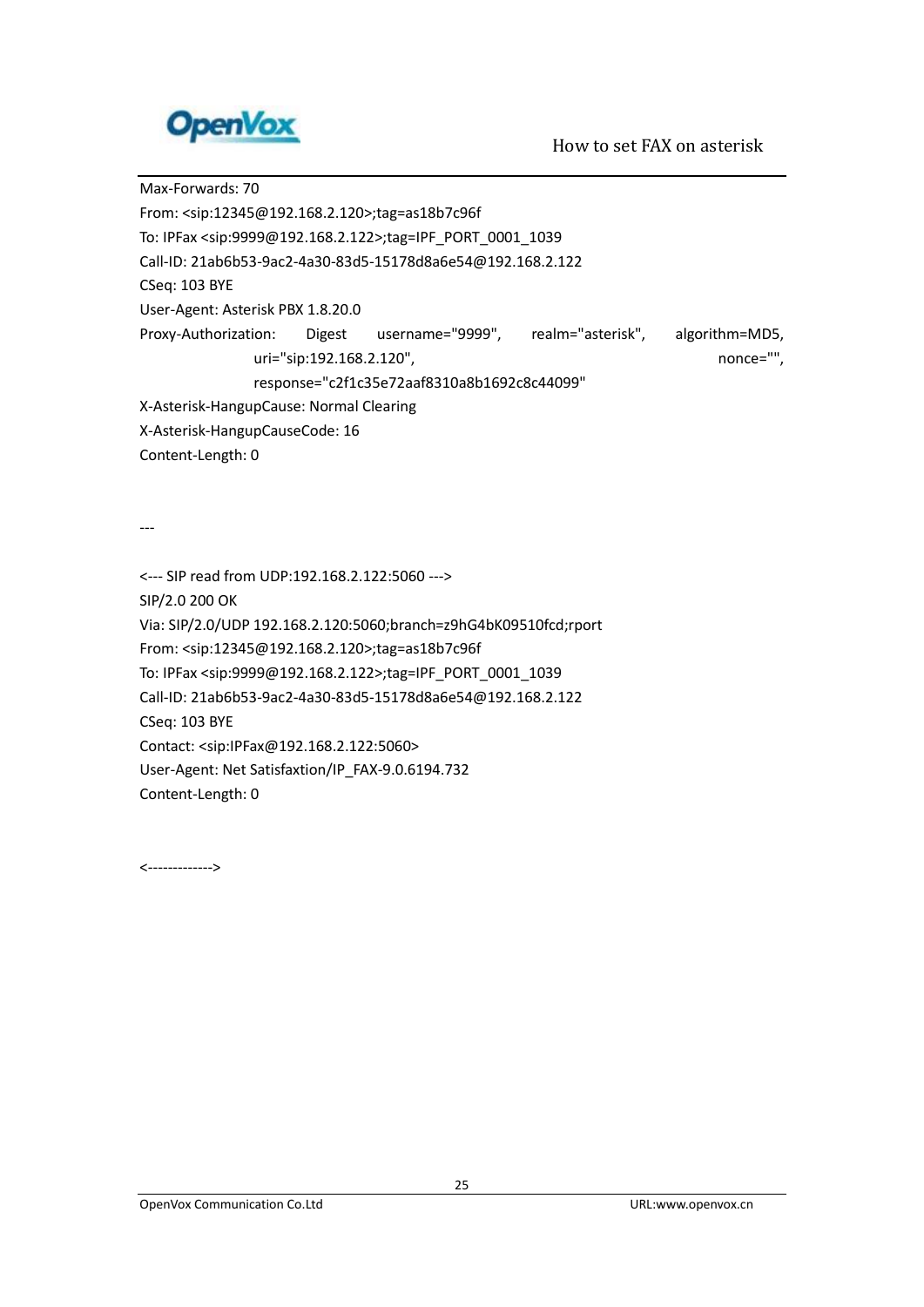Max-Forwards: 70

From: <sip:12345@192.168.2.120>;tag=as18b7c96f

To: IPFax <sip:9999@192.168.2.122>;tag=IPF_PORT_0001_1039

Call-ID: 21ab6b53-9ac2-4a30-83d5-15178d8a6e54@192.168.2.122

CSeq: 103 BYE

User-Agent: Asterisk PBX 1.8.20.0

Proxy-Authorization: Digest username="9999", realm="asterisk", algorithm=MD5, uri="sip:192.168.2.120", nonce="", response="c2f1c35e72aaf8310a8b1692c8c44099"

X-Asterisk-HangupCause: Normal Clearing

X-Asterisk-HangupCauseCode: 16

Content-Length: 0

---

<--- SIP read from UDP:192.168.2.122:5060 --->

SIP/2.0 200 OK

Via: SIP/2.0/UDP 192.168.2.120:5060;branch=z9hG4bK09510fcd;rport

From: <sip:12345@192.168.2.120>;tag=as18b7c96f

To: IPFax <sip:9999@192.168.2.122>;tag=IPF_PORT_0001_1039

Call-ID: 21ab6b53-9ac2-4a30-83d5-15178d8a6e54@192.168.2.122

CSeq: 103 BYE

Contact: <sip:IPFax@192.168.2.122:5060>

User-Agent: Net Satisfaxtion/IP_FAX-9.0.6194.732

Content-Length: 0

<------------->